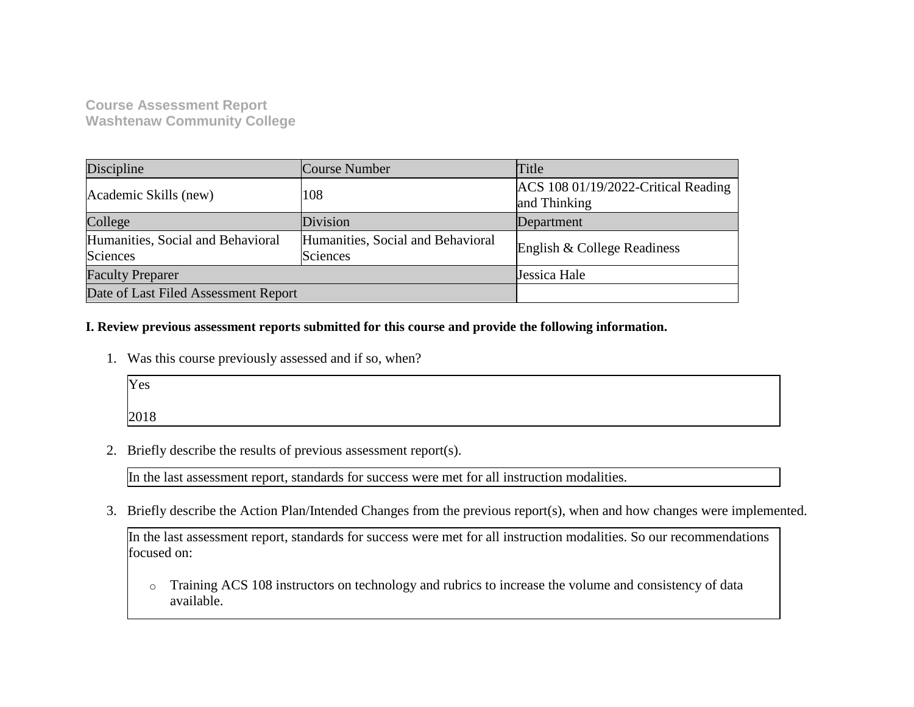**Course Assessment Report**
**Washtenaw Community College**

| Discipline | Course Number | Title |
| --- | --- | --- |
| Academic Skills (new) | 108 | ACS 108 01/19/2022-Critical Reading and Thinking |
| College | Division | Department |
| Humanities, Social and Behavioral Sciences | Humanities, Social and Behavioral Sciences | English & College Readiness |
| Faculty Preparer | | Jessica Hale |
| Date of Last Filed Assessment Report | | |

**I. Review previous assessment reports submitted for this course and provide the following information.**

1. Was this course previously assessed and if so, when?

   Yes

   2018

2. Briefly describe the results of previous assessment report(s).

   In the last assessment report, standards for success were met for all instruction modalities.

3. Briefly describe the Action Plan/Intended Changes from the previous report(s), when and how changes were implemented.

   In the last assessment report, standards for success were met for all instruction modalities. So our recommendations focused on:

   - Training ACS 108 instructors on technology and rubrics to increase the volume and consistency of data available.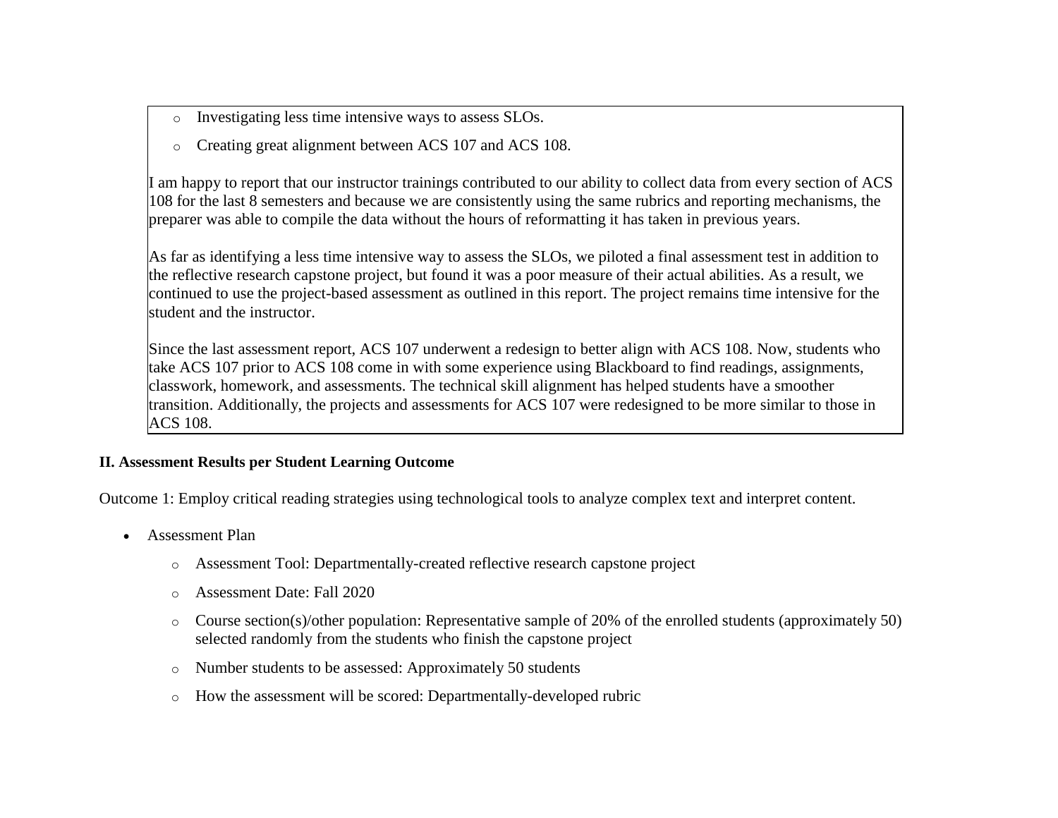- Investigating less time intensive ways to assess SLOs.
- Creating great alignment between ACS 107 and ACS 108.

I am happy to report that our instructor trainings contributed to our ability to collect data from every section of ACS 108 for the last 8 semesters and because we are consistently using the same rubrics and reporting mechanisms, the preparer was able to compile the data without the hours of reformatting it has taken in previous years.

As far as identifying a less time intensive way to assess the SLOs, we piloted a final assessment test in addition to the reflective research capstone project, but found it was a poor measure of their actual abilities. As a result, we continued to use the project-based assessment as outlined in this report. The project remains time intensive for the student and the instructor.

Since the last assessment report, ACS 107 underwent a redesign to better align with ACS 108. Now, students who take ACS 107 prior to ACS 108 come in with some experience using Blackboard to find readings, assignments, classwork, homework, and assessments. The technical skill alignment has helped students have a smoother transition. Additionally, the projects and assessments for ACS 107 were redesigned to be more similar to those in ACS 108.

**II. Assessment Results per Student Learning Outcome**

Outcome 1: Employ critical reading strategies using technological tools to analyze complex text and interpret content.

- Assessment Plan
  - Assessment Tool: Departmentally-created reflective research capstone project
  - Assessment Date: Fall 2020
  - Course section(s)/other population: Representative sample of 20% of the enrolled students (approximately 50) selected randomly from the students who finish the capstone project
  - Number students to be assessed: Approximately 50 students
  - How the assessment will be scored: Departmentally-developed rubric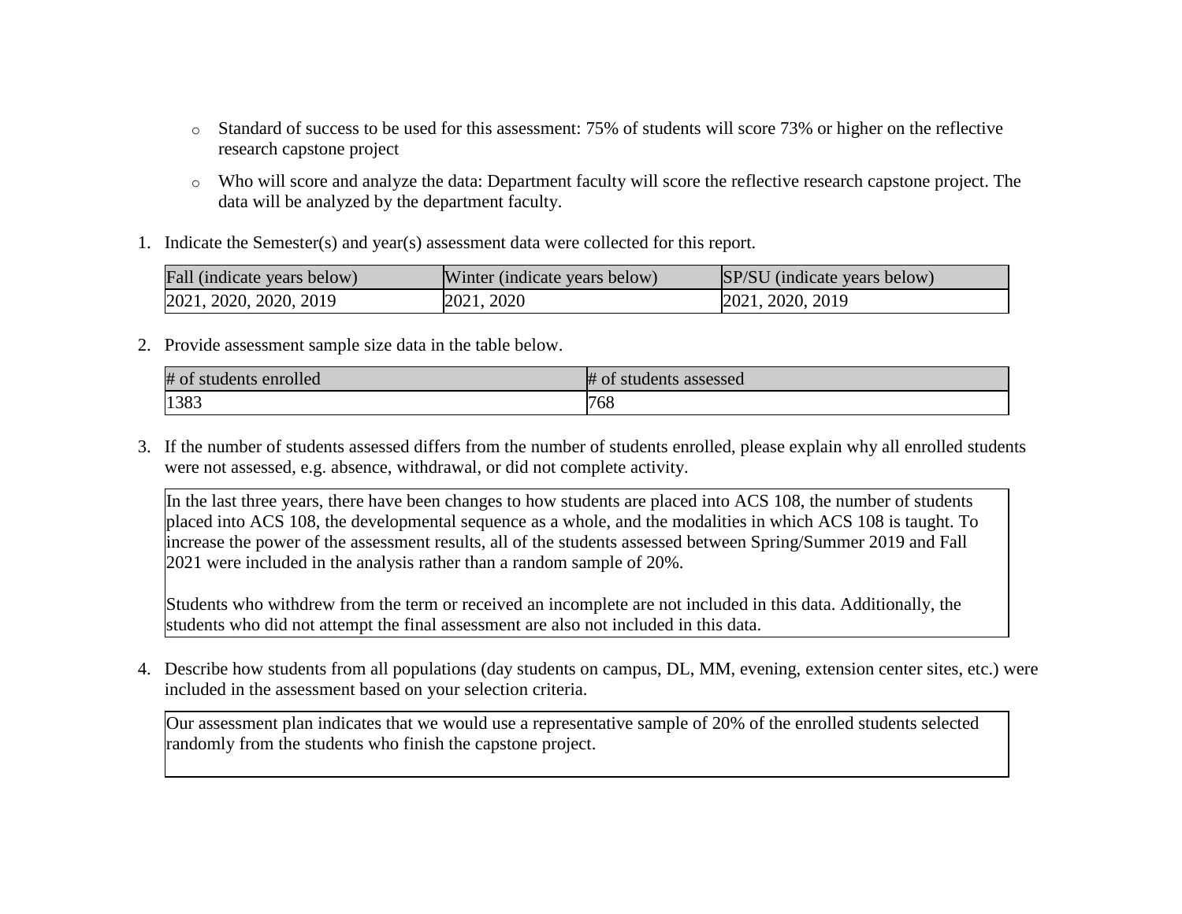- Standard of success to be used for this assessment: 75% of students will score 73% or higher on the reflective research capstone project
- Who will score and analyze the data: Department faculty will score the reflective research capstone project. The data will be analyzed by the department faculty.

1. Indicate the Semester(s) and year(s) assessment data were collected for this report.

| Fall (indicate years below) | Winter (indicate years below) | SP/SU (indicate years below) |
|---|---|---|
| 2021, 2020, 2020, 2019 | 2021, 2020 | 2021, 2020, 2019 |

2. Provide assessment sample size data in the table below.

| # of students enrolled | # of students assessed |
|---|---|
| 1383 | 768 |

3. If the number of students assessed differs from the number of students enrolled, please explain why all enrolled students were not assessed, e.g. absence, withdrawal, or did not complete activity.

In the last three years, there have been changes to how students are placed into ACS 108, the number of students placed into ACS 108, the developmental sequence as a whole, and the modalities in which ACS 108 is taught. To increase the power of the assessment results, all of the students assessed between Spring/Summer 2019 and Fall 2021 were included in the analysis rather than a random sample of 20%.

Students who withdrew from the term or received an incomplete are not included in this data. Additionally, the students who did not attempt the final assessment are also not included in this data.

4. Describe how students from all populations (day students on campus, DL, MM, evening, extension center sites, etc.) were included in the assessment based on your selection criteria.

Our assessment plan indicates that we would use a representative sample of 20% of the enrolled students selected randomly from the students who finish the capstone project.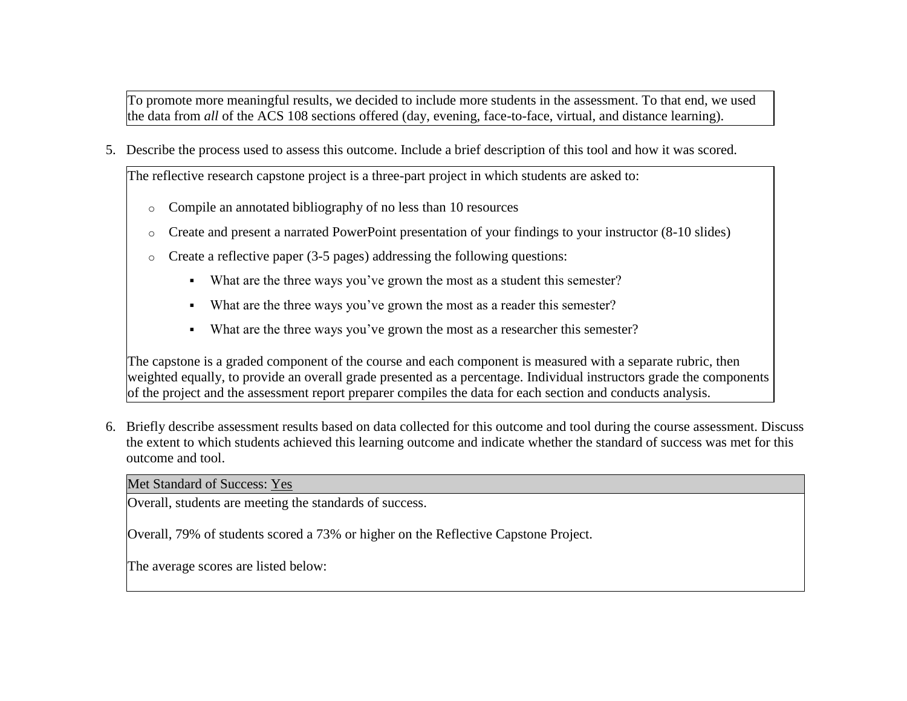To promote more meaningful results, we decided to include more students in the assessment. To that end, we used the data from *all* of the ACS 108 sections offered (day, evening, face-to-face, virtual, and distance learning).

5. Describe the process used to assess this outcome. Include a brief description of this tool and how it was scored.

The reflective research capstone project is a three-part project in which students are asked to:

- Compile an annotated bibliography of no less than 10 resources
- Create and present a narrated PowerPoint presentation of your findings to your instructor (8-10 slides)
- Create a reflective paper (3-5 pages) addressing the following questions:
  - What are the three ways you've grown the most as a student this semester?
  - What are the three ways you've grown the most as a reader this semester?
  - What are the three ways you've grown the most as a researcher this semester?

The capstone is a graded component of the course and each component is measured with a separate rubric, then weighted equally, to provide an overall grade presented as a percentage. Individual instructors grade the components of the project and the assessment report preparer compiles the data for each section and conducts analysis.

6. Briefly describe assessment results based on data collected for this outcome and tool during the course assessment. Discuss the extent to which students achieved this learning outcome and indicate whether the standard of success was met for this outcome and tool.

Met Standard of Success: Yes

Overall, students are meeting the standards of success.

Overall, 79% of students scored a 73% or higher on the Reflective Capstone Project.

The average scores are listed below: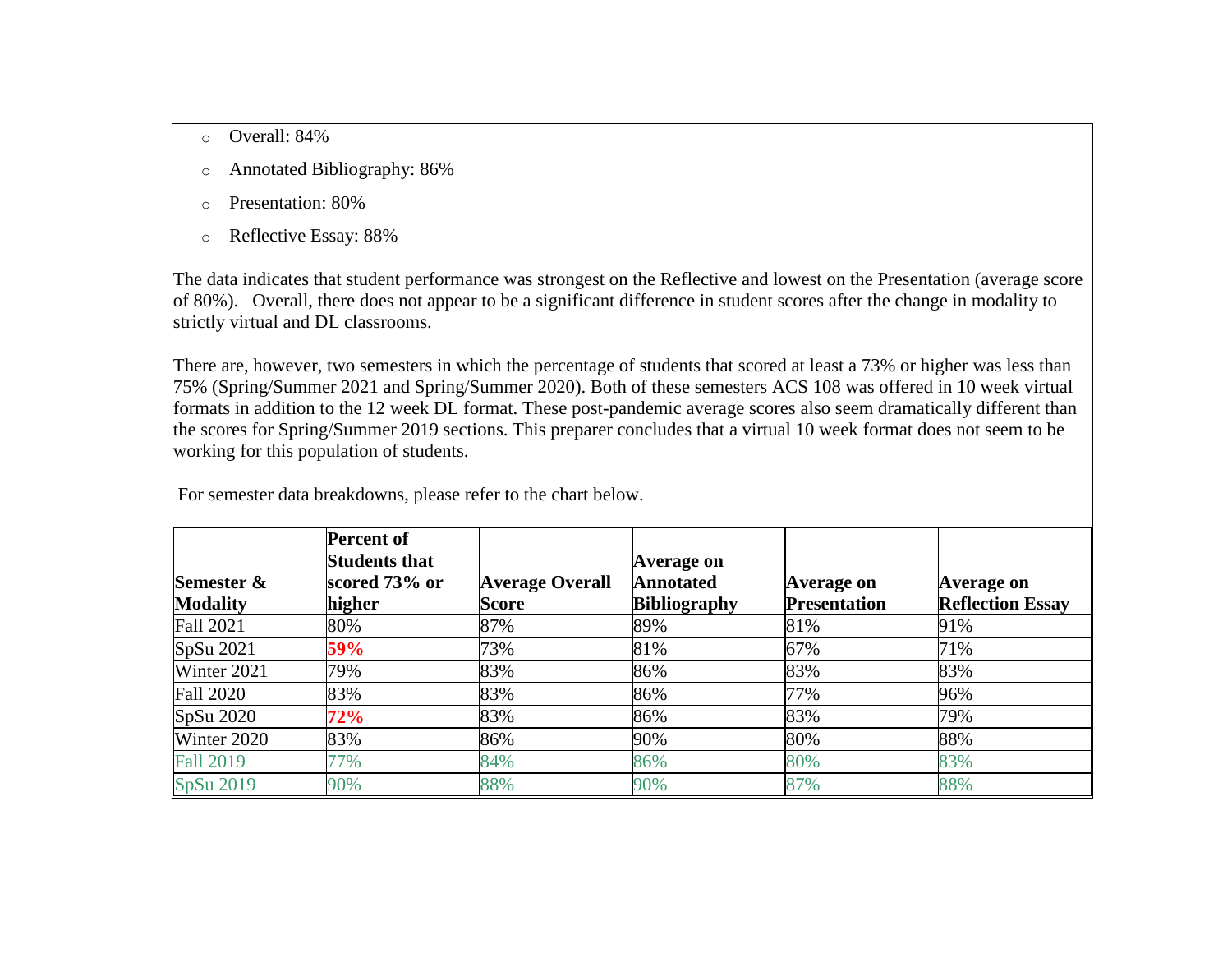- Overall: 84%
- Annotated Bibliography: 86%
- Presentation: 80%
- Reflective Essay: 88%

The data indicates that student performance was strongest on the Reflective and lowest on the Presentation (average score of 80%). Overall, there does not appear to be a significant difference in student scores after the change in modality to strictly virtual and DL classrooms.

There are, however, two semesters in which the percentage of students that scored at least a 73% or higher was less than 75% (Spring/Summer 2021 and Spring/Summer 2020). Both of these semesters ACS 108 was offered in 10 week virtual formats in addition to the 12 week DL format. These post-pandemic average scores also seem dramatically different than the scores for Spring/Summer 2019 sections. This preparer concludes that a virtual 10 week format does not seem to be working for this population of students.

For semester data breakdowns, please refer to the chart below.

| **Semester & Modality** | **Percent of Students that scored 73% or higher** | **Average Overall Score** | **Average on Annotated Bibliography** | **Average on Presentation** | **Average on Reflection Essay** |
|---|---|---|---|---|---|
| Fall 2021 | 80% | 87% | 89% | 81% | 91% |
| SpSu 2021 | **59%** | 73% | 81% | 67% | 71% |
| Winter 2021 | 79% | 83% | 86% | 83% | 83% |
| Fall 2020 | 83% | 83% | 86% | 77% | 96% |
| SpSu 2020 | **72%** | 83% | 86% | 83% | 79% |
| Winter 2020 | 83% | 86% | 90% | 80% | 88% |
| Fall 2019 | 77% | 84% | 86% | 80% | 83% |
| SpSu 2019 | 90% | 88% | 90% | 87% | 88% |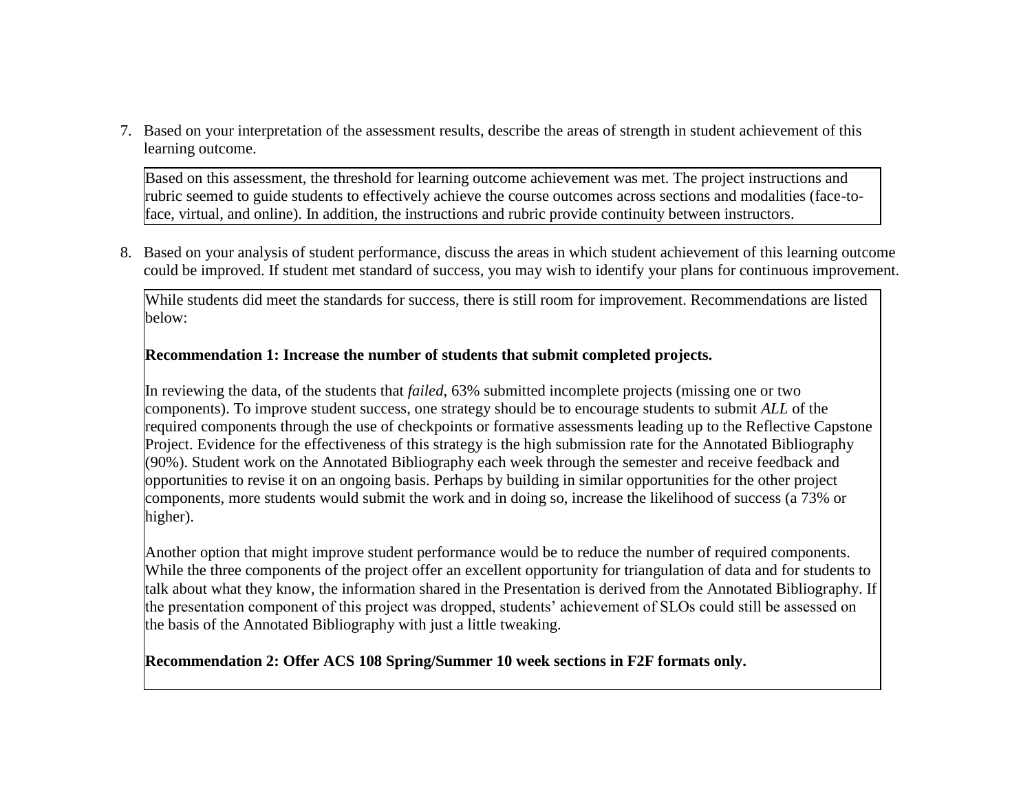7. Based on your interpretation of the assessment results, describe the areas of strength in student achievement of this learning outcome.

> Based on this assessment, the threshold for learning outcome achievement was met. The project instructions and rubric seemed to guide students to effectively achieve the course outcomes across sections and modalities (face-to-face, virtual, and online). In addition, the instructions and rubric provide continuity between instructors.

8. Based on your analysis of student performance, discuss the areas in which student achievement of this learning outcome could be improved. If student met standard of success, you may wish to identify your plans for continuous improvement.

> While students did meet the standards for success, there is still room for improvement. Recommendations are listed below:
>
> **Recommendation 1: Increase the number of students that submit completed projects.**
>
> In reviewing the data, of the students that *failed*, 63% submitted incomplete projects (missing one or two components). To improve student success, one strategy should be to encourage students to submit *ALL* of the required components through the use of checkpoints or formative assessments leading up to the Reflective Capstone Project. Evidence for the effectiveness of this strategy is the high submission rate for the Annotated Bibliography (90%). Student work on the Annotated Bibliography each week through the semester and receive feedback and opportunities to revise it on an ongoing basis. Perhaps by building in similar opportunities for the other project components, more students would submit the work and in doing so, increase the likelihood of success (a 73% or higher).
>
> Another option that might improve student performance would be to reduce the number of required components. While the three components of the project offer an excellent opportunity for triangulation of data and for students to talk about what they know, the information shared in the Presentation is derived from the Annotated Bibliography. If the presentation component of this project was dropped, students' achievement of SLOs could still be assessed on the basis of the Annotated Bibliography with just a little tweaking.
>
> **Recommendation 2: Offer ACS 108 Spring/Summer 10 week sections in F2F formats only.**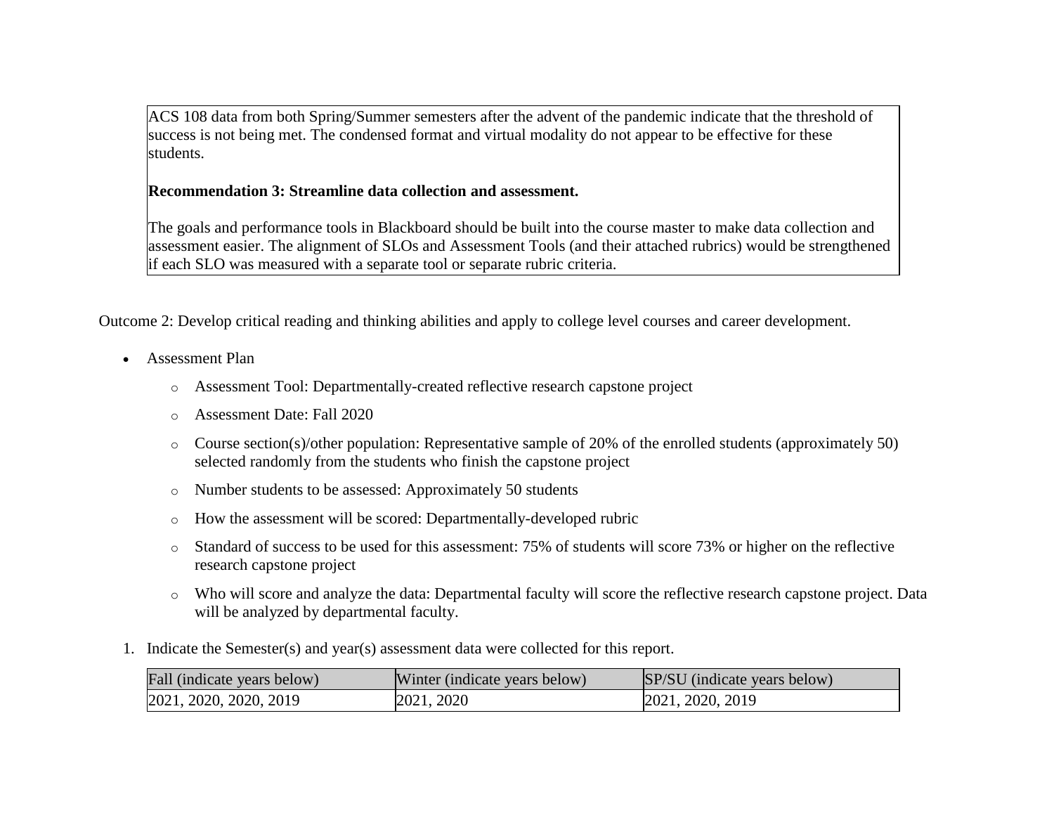ACS 108 data from both Spring/Summer semesters after the advent of the pandemic indicate that the threshold of success is not being met. The condensed format and virtual modality do not appear to be effective for these students.

**Recommendation 3: Streamline data collection and assessment.**

The goals and performance tools in Blackboard should be built into the course master to make data collection and assessment easier. The alignment of SLOs and Assessment Tools (and their attached rubrics) would be strengthened if each SLO was measured with a separate tool or separate rubric criteria.

Outcome 2: Develop critical reading and thinking abilities and apply to college level courses and career development.

- Assessment Plan
  - Assessment Tool: Departmentally-created reflective research capstone project
  - Assessment Date: Fall 2020
  - Course section(s)/other population: Representative sample of 20% of the enrolled students (approximately 50) selected randomly from the students who finish the capstone project
  - Number students to be assessed: Approximately 50 students
  - How the assessment will be scored: Departmentally-developed rubric
  - Standard of success to be used for this assessment: 75% of students will score 73% or higher on the reflective research capstone project
  - Who will score and analyze the data: Departmental faculty will score the reflective research capstone project. Data will be analyzed by departmental faculty.

1. Indicate the Semester(s) and year(s) assessment data were collected for this report.

| Fall (indicate years below) | Winter (indicate years below) | SP/SU (indicate years below) |
|---|---|---|
| 2021, 2020, 2020, 2019 | 2021, 2020 | 2021, 2020, 2019 |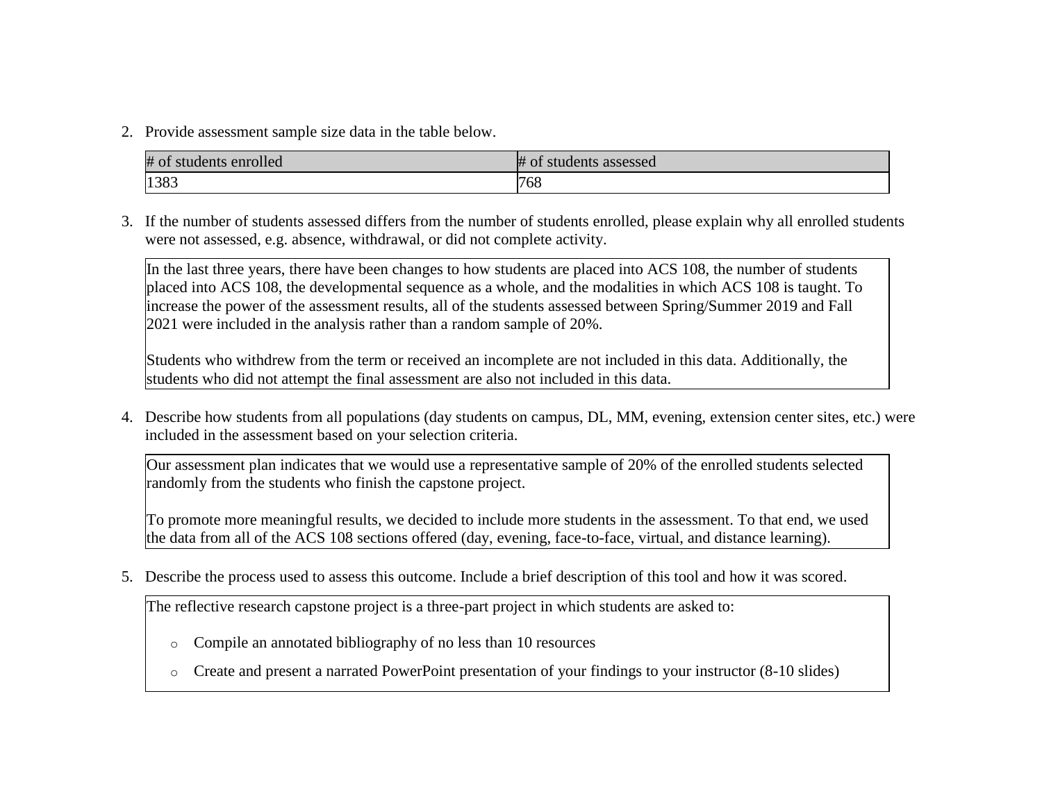2. Provide assessment sample size data in the table below.

| # of students enrolled | # of students assessed |
| --- | --- |
| 1383 | 768 |

3. If the number of students assessed differs from the number of students enrolled, please explain why all enrolled students were not assessed, e.g. absence, withdrawal, or did not complete activity.

In the last three years, there have been changes to how students are placed into ACS 108, the number of students placed into ACS 108, the developmental sequence as a whole, and the modalities in which ACS 108 is taught. To increase the power of the assessment results, all of the students assessed between Spring/Summer 2019 and Fall 2021 were included in the analysis rather than a random sample of 20%.

Students who withdrew from the term or received an incomplete are not included in this data. Additionally, the students who did not attempt the final assessment are also not included in this data.

4. Describe how students from all populations (day students on campus, DL, MM, evening, extension center sites, etc.) were included in the assessment based on your selection criteria.

Our assessment plan indicates that we would use a representative sample of 20% of the enrolled students selected randomly from the students who finish the capstone project.

To promote more meaningful results, we decided to include more students in the assessment. To that end, we used the data from all of the ACS 108 sections offered (day, evening, face-to-face, virtual, and distance learning).

5. Describe the process used to assess this outcome. Include a brief description of this tool and how it was scored.

The reflective research capstone project is a three-part project in which students are asked to:

- Compile an annotated bibliography of no less than 10 resources
- Create and present a narrated PowerPoint presentation of your findings to your instructor (8-10 slides)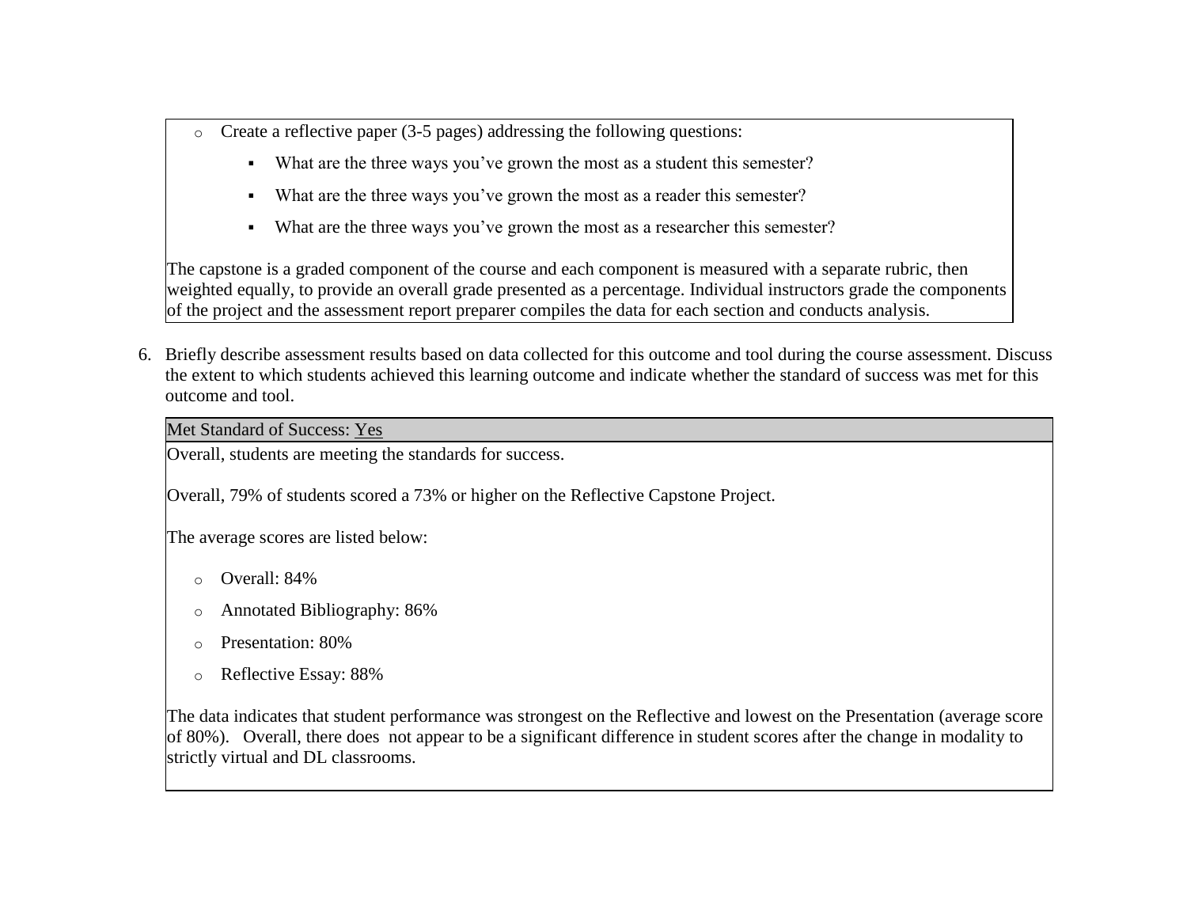- Create a reflective paper (3-5 pages) addressing the following questions:
  - What are the three ways you've grown the most as a student this semester?
  - What are the three ways you've grown the most as a reader this semester?
  - What are the three ways you've grown the most as a researcher this semester?

The capstone is a graded component of the course and each component is measured with a separate rubric, then weighted equally, to provide an overall grade presented as a percentage. Individual instructors grade the components of the project and the assessment report preparer compiles the data for each section and conducts analysis.

6. Briefly describe assessment results based on data collected for this outcome and tool during the course assessment. Discuss the extent to which students achieved this learning outcome and indicate whether the standard of success was met for this outcome and tool.

Met Standard of Success: Yes

Overall, students are meeting the standards for success.

Overall, 79% of students scored a 73% or higher on the Reflective Capstone Project.

The average scores are listed below:

- Overall: 84%
- Annotated Bibliography: 86%
- Presentation: 80%
- Reflective Essay: 88%

The data indicates that student performance was strongest on the Reflective and lowest on the Presentation (average score of 80%). Overall, there does not appear to be a significant difference in student scores after the change in modality to strictly virtual and DL classrooms.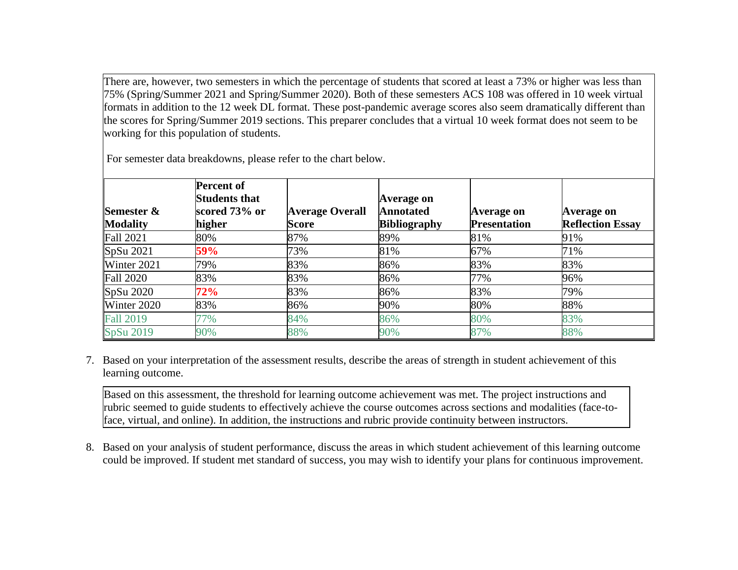There are, however, two semesters in which the percentage of students that scored at least a 73% or higher was less than 75% (Spring/Summer 2021 and Spring/Summer 2020). Both of these semesters ACS 108 was offered in 10 week virtual formats in addition to the 12 week DL format. These post-pandemic average scores also seem dramatically different than the scores for Spring/Summer 2019 sections. This preparer concludes that a virtual 10 week format does not seem to be working for this population of students.

For semester data breakdowns, please refer to the chart below.

| Semester & Modality | Percent of Students that scored 73% or higher | Average Overall Score | Average on Annotated Bibliography | Average on Presentation | Average on Reflection Essay |
|---|---|---|---|---|---|
| Fall 2021 | 80% | 87% | 89% | 81% | 91% |
| SpSu 2021 | **59%** | 73% | 81% | 67% | 71% |
| Winter 2021 | 79% | 83% | 86% | 83% | 83% |
| Fall 2020 | 83% | 83% | 86% | 77% | 96% |
| SpSu 2020 | **72%** | 83% | 86% | 83% | 79% |
| Winter 2020 | 83% | 86% | 90% | 80% | 88% |
| Fall 2019 | 77% | 84% | 86% | 80% | 83% |
| SpSu 2019 | 90% | 88% | 90% | 87% | 88% |

7. Based on your interpretation of the assessment results, describe the areas of strength in student achievement of this learning outcome.

Based on this assessment, the threshold for learning outcome achievement was met. The project instructions and rubric seemed to guide students to effectively achieve the course outcomes across sections and modalities (face-to-face, virtual, and online). In addition, the instructions and rubric provide continuity between instructors.

8. Based on your analysis of student performance, discuss the areas in which student achievement of this learning outcome could be improved. If student met standard of success, you may wish to identify your plans for continuous improvement.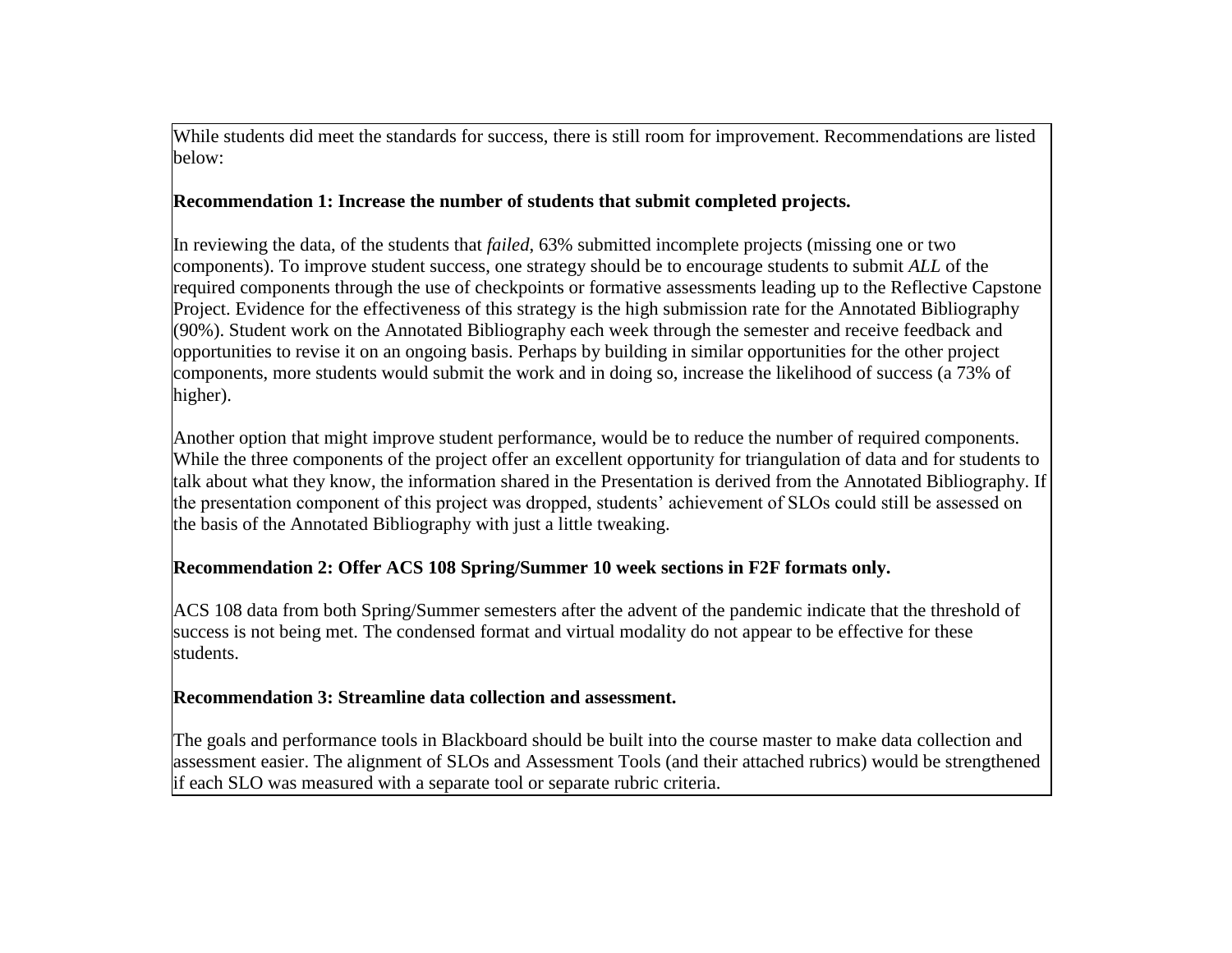While students did meet the standards for success, there is still room for improvement. Recommendations are listed below:

**Recommendation 1: Increase the number of students that submit completed projects.**

In reviewing the data, of the students that *failed*, 63% submitted incomplete projects (missing one or two components). To improve student success, one strategy should be to encourage students to submit *ALL* of the required components through the use of checkpoints or formative assessments leading up to the Reflective Capstone Project. Evidence for the effectiveness of this strategy is the high submission rate for the Annotated Bibliography (90%). Student work on the Annotated Bibliography each week through the semester and receive feedback and opportunities to revise it on an ongoing basis. Perhaps by building in similar opportunities for the other project components, more students would submit the work and in doing so, increase the likelihood of success (a 73% of higher).

Another option that might improve student performance, would be to reduce the number of required components. While the three components of the project offer an excellent opportunity for triangulation of data and for students to talk about what they know, the information shared in the Presentation is derived from the Annotated Bibliography. If the presentation component of this project was dropped, students' achievement of SLOs could still be assessed on the basis of the Annotated Bibliography with just a little tweaking.

**Recommendation 2: Offer ACS 108 Spring/Summer 10 week sections in F2F formats only.**

ACS 108 data from both Spring/Summer semesters after the advent of the pandemic indicate that the threshold of success is not being met. The condensed format and virtual modality do not appear to be effective for these students.

**Recommendation 3: Streamline data collection and assessment.**

The goals and performance tools in Blackboard should be built into the course master to make data collection and assessment easier. The alignment of SLOs and Assessment Tools (and their attached rubrics) would be strengthened if each SLO was measured with a separate tool or separate rubric criteria.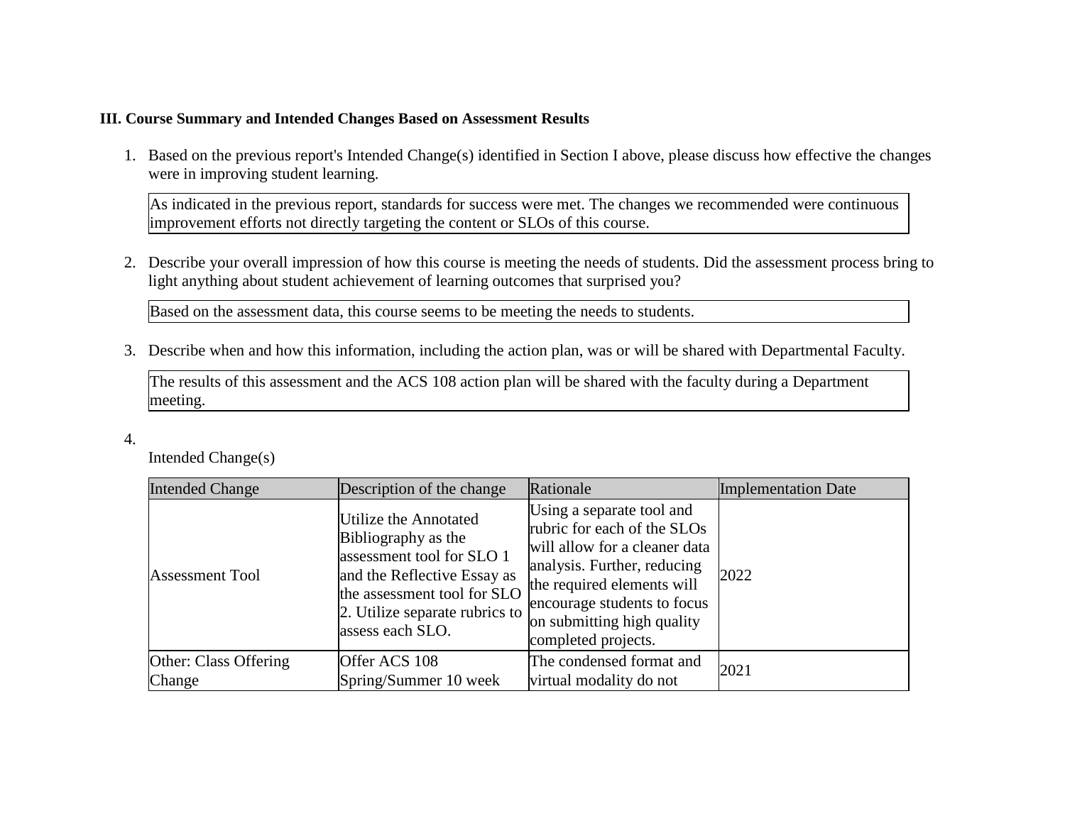**III. Course Summary and Intended Changes Based on Assessment Results**

1. Based on the previous report's Intended Change(s) identified in Section I above, please discuss how effective the changes were in improving student learning.

   As indicated in the previous report, standards for success were met. The changes we recommended were continuous improvement efforts not directly targeting the content or SLOs of this course.

2. Describe your overall impression of how this course is meeting the needs of students. Did the assessment process bring to light anything about student achievement of learning outcomes that surprised you?

   Based on the assessment data, this course seems to be meeting the needs to students.

3. Describe when and how this information, including the action plan, was or will be shared with Departmental Faculty.

   The results of this assessment and the ACS 108 action plan will be shared with the faculty during a Department meeting.

4. Intended Change(s)

| Intended Change | Description of the change | Rationale | Implementation Date |
| --- | --- | --- | --- |
| Assessment Tool | Utilize the Annotated Bibliography as the assessment tool for SLO 1 and the Reflective Essay as the assessment tool for SLO 2. Utilize separate rubrics to assess each SLO. | Using a separate tool and rubric for each of the SLOs will allow for a cleaner data analysis. Further, reducing the required elements will encourage students to focus on submitting high quality completed projects. | 2022 |
| Other: Class Offering Change | Offer ACS 108 Spring/Summer 10 week | The condensed format and virtual modality do not | 2021 |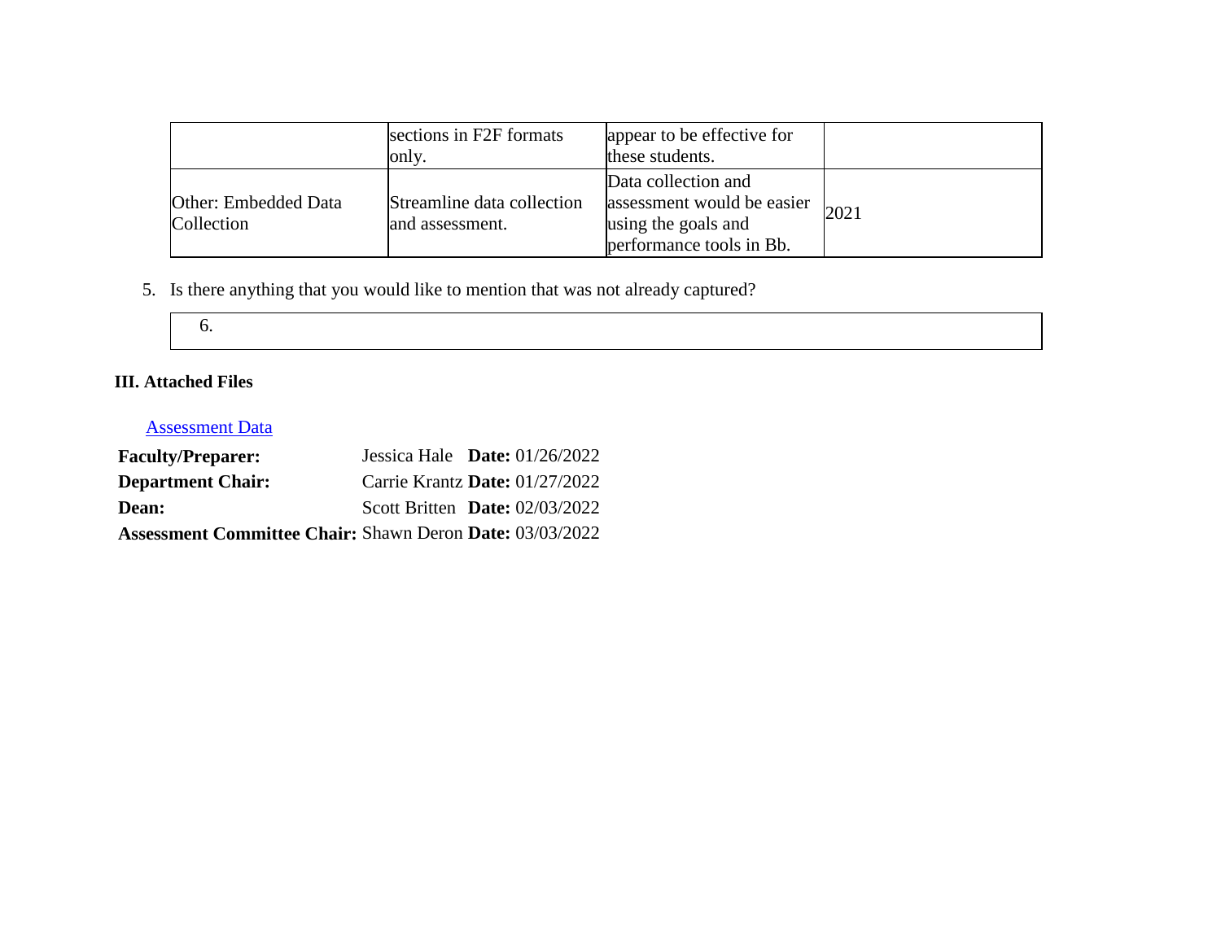|  | sections in F2F formats only. | appear to be effective for these students. |  |
| --- | --- | --- | --- |
| Other: Embedded Data Collection | Streamline data collection and assessment. | Data collection and assessment would be easier using the goals and performance tools in Bb. | 2021 |

5. Is there anything that you would like to mention that was not already captured?

| 6. |
| --- |

**III. Attached Files**

Assessment Data

**Faculty/Preparer:** Jessica Hale **Date:** 01/26/2022
**Department Chair:** Carrie Krantz **Date:** 01/27/2022
**Dean:** Scott Britten **Date:** 02/03/2022
**Assessment Committee Chair:** Shawn Deron **Date:** 03/03/2022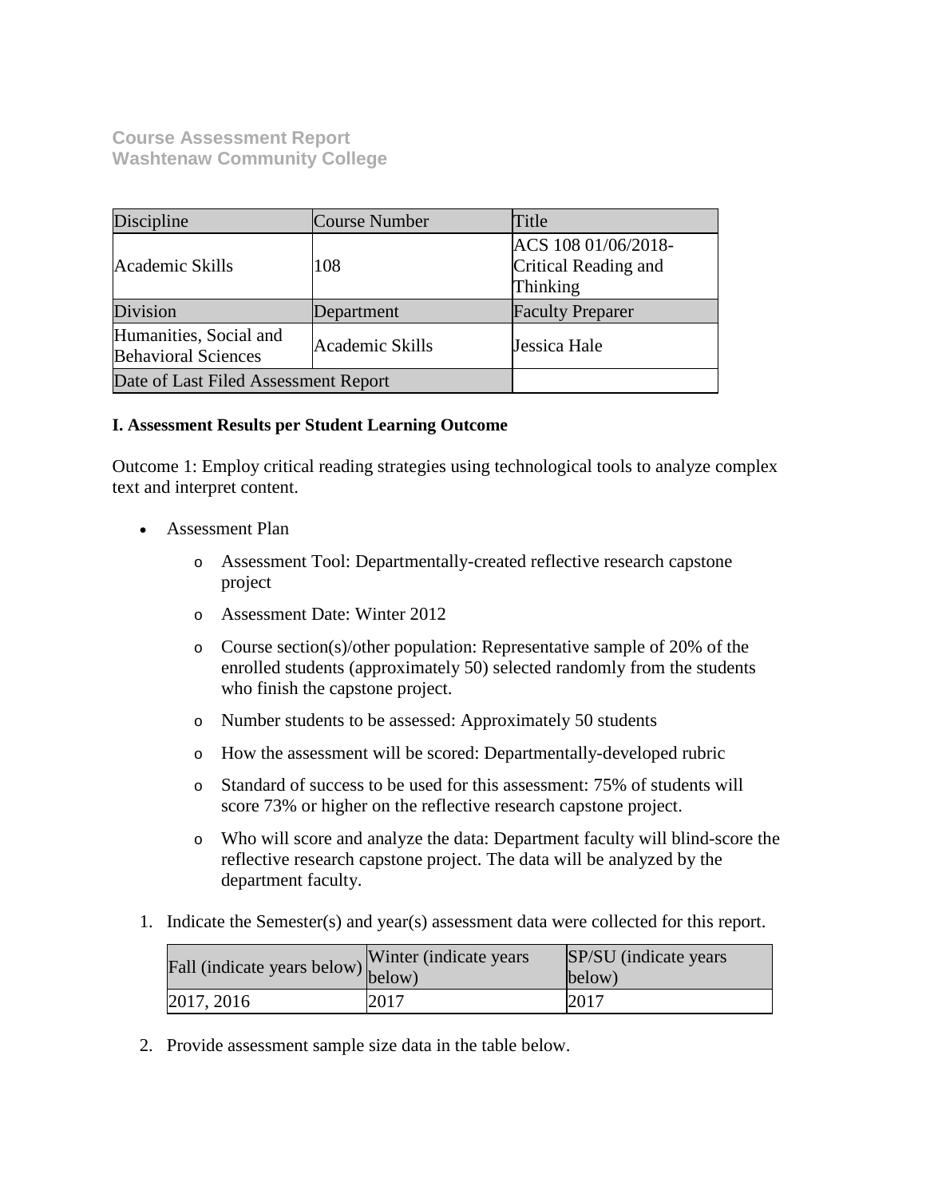**Course Assessment Report**
**Washtenaw Community College**

| Discipline | Course Number | Title |
| --- | --- | --- |
| Academic Skills | 108 | ACS 108 01/06/2018-Critical Reading and Thinking |
| Division | Department | Faculty Preparer |
| Humanities, Social and Behavioral Sciences | Academic Skills | Jessica Hale |
| Date of Last Filed Assessment Report | | |

**I. Assessment Results per Student Learning Outcome**

Outcome 1: Employ critical reading strategies using technological tools to analyze complex text and interpret content.

- Assessment Plan
  - Assessment Tool: Departmentally-created reflective research capstone project
  - Assessment Date: Winter 2012
  - Course section(s)/other population: Representative sample of 20% of the enrolled students (approximately 50) selected randomly from the students who finish the capstone project.
  - Number students to be assessed: Approximately 50 students
  - How the assessment will be scored: Departmentally-developed rubric
  - Standard of success to be used for this assessment: 75% of students will score 73% or higher on the reflective research capstone project.
  - Who will score and analyze the data: Department faculty will blind-score the reflective research capstone project. The data will be analyzed by the department faculty.

1. Indicate the Semester(s) and year(s) assessment data were collected for this report.

| Fall (indicate years below) | Winter (indicate years below) | SP/SU (indicate years below) |
| --- | --- | --- |
| 2017, 2016 | 2017 | 2017 |

2. Provide assessment sample size data in the table below.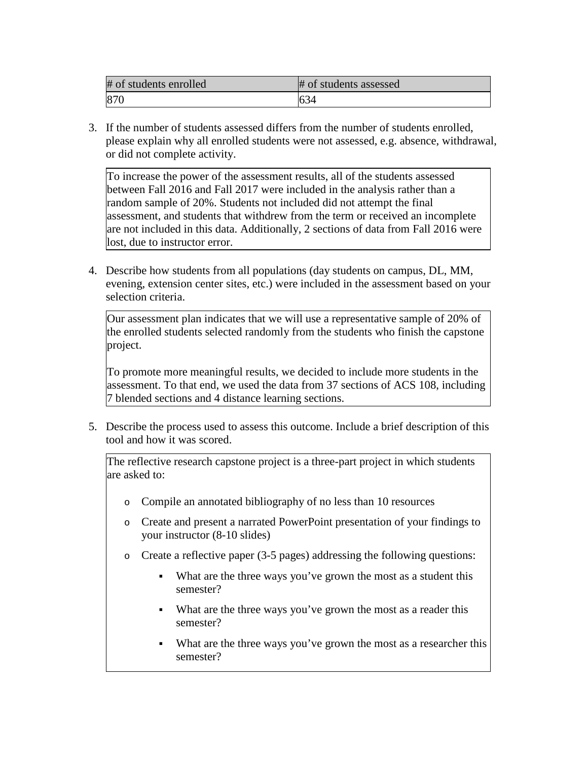| # of students enrolled | # of students assessed |
| --- | --- |
| 870 | 634 |

3. If the number of students assessed differs from the number of students enrolled, please explain why all enrolled students were not assessed, e.g. absence, withdrawal, or did not complete activity.

> To increase the power of the assessment results, all of the students assessed between Fall 2016 and Fall 2017 were included in the analysis rather than a random sample of 20%. Students not included did not attempt the final assessment, and students that withdrew from the term or received an incomplete are not included in this data. Additionally, 2 sections of data from Fall 2016 were lost, due to instructor error.

4. Describe how students from all populations (day students on campus, DL, MM, evening, extension center sites, etc.) were included in the assessment based on your selection criteria.

> Our assessment plan indicates that we will use a representative sample of 20% of the enrolled students selected randomly from the students who finish the capstone project.
>
> To promote more meaningful results, we decided to include more students in the assessment. To that end, we used the data from 37 sections of ACS 108, including 7 blended sections and 4 distance learning sections.

5. Describe the process used to assess this outcome. Include a brief description of this tool and how it was scored.

> The reflective research capstone project is a three-part project in which students are asked to:
>
> - Compile an annotated bibliography of no less than 10 resources
> - Create and present a narrated PowerPoint presentation of your findings to your instructor (8-10 slides)
> - Create a reflective paper (3-5 pages) addressing the following questions:
>     - What are the three ways you've grown the most as a student this semester?
>     - What are the three ways you've grown the most as a reader this semester?
>     - What are the three ways you've grown the most as a researcher this semester?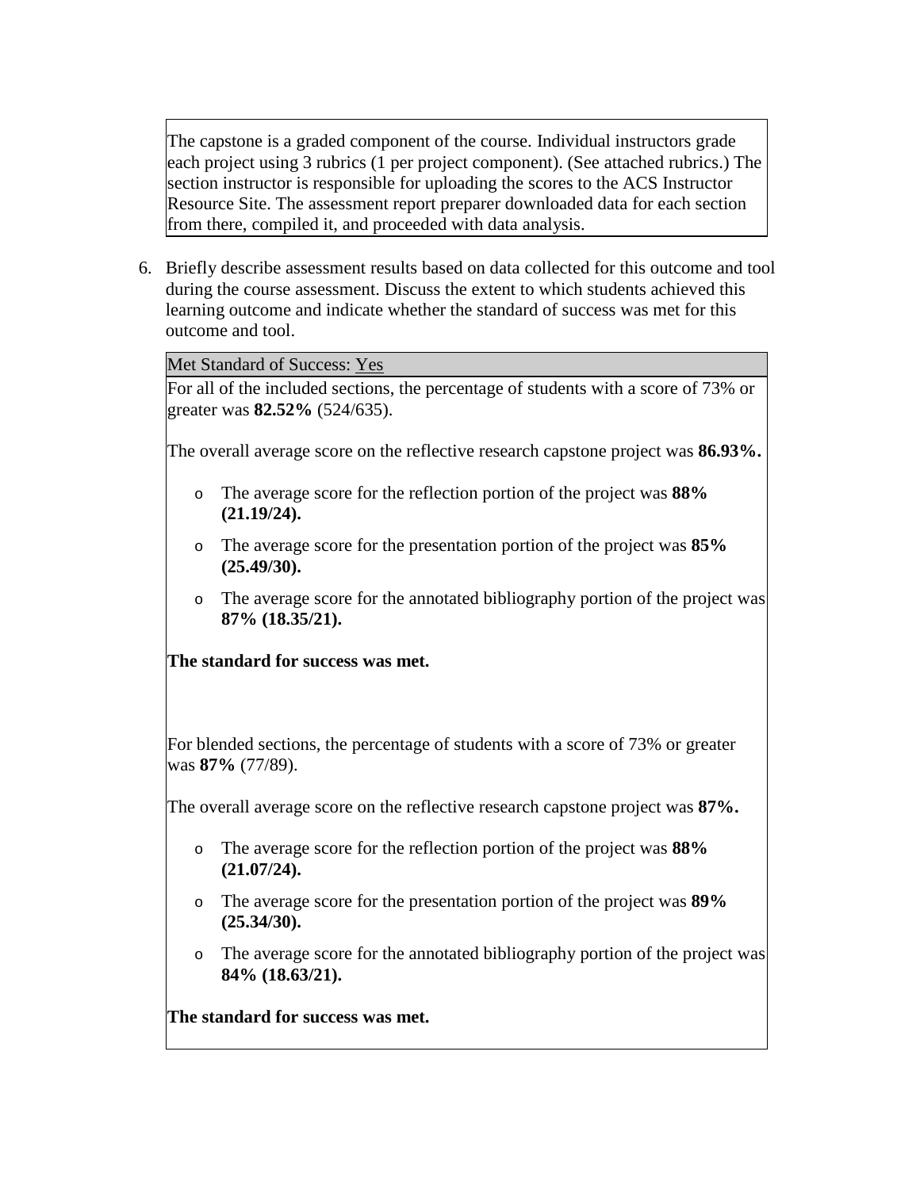The capstone is a graded component of the course. Individual instructors grade each project using 3 rubrics (1 per project component). (See attached rubrics.) The section instructor is responsible for uploading the scores to the ACS Instructor Resource Site. The assessment report preparer downloaded data for each section from there, compiled it, and proceeded with data analysis.

6. Briefly describe assessment results based on data collected for this outcome and tool during the course assessment. Discuss the extent to which students achieved this learning outcome and indicate whether the standard of success was met for this outcome and tool.

Met Standard of Success: Yes

For all of the included sections, the percentage of students with a score of 73% or greater was **82.52%** (524/635).

The overall average score on the reflective research capstone project was **86.93%.**

- The average score for the reflection portion of the project was **88% (21.19/24).**
- The average score for the presentation portion of the project was **85% (25.49/30).**
- The average score for the annotated bibliography portion of the project was **87% (18.35/21).**

**The standard for success was met.**

For blended sections, the percentage of students with a score of 73% or greater was **87%** (77/89).

The overall average score on the reflective research capstone project was **87%.**

- The average score for the reflection portion of the project was **88% (21.07/24).**
- The average score for the presentation portion of the project was **89% (25.34/30).**
- The average score for the annotated bibliography portion of the project was **84% (18.63/21).**

**The standard for success was met.**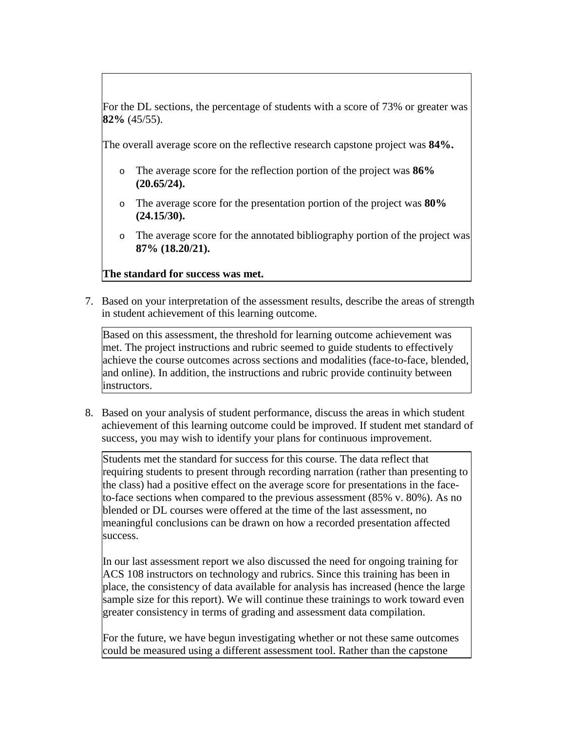For the DL sections, the percentage of students with a score of 73% or greater was **82%** (45/55).

The overall average score on the reflective research capstone project was **84%.**

- The average score for the reflection portion of the project was **86% (20.65/24).**
- The average score for the presentation portion of the project was **80% (24.15/30).**
- The average score for the annotated bibliography portion of the project was **87% (18.20/21).**

**The standard for success was met.**

7. Based on your interpretation of the assessment results, describe the areas of strength in student achievement of this learning outcome.

Based on this assessment, the threshold for learning outcome achievement was met. The project instructions and rubric seemed to guide students to effectively achieve the course outcomes across sections and modalities (face-to-face, blended, and online). In addition, the instructions and rubric provide continuity between instructors.

8. Based on your analysis of student performance, discuss the areas in which student achievement of this learning outcome could be improved. If student met standard of success, you may wish to identify your plans for continuous improvement.

Students met the standard for success for this course. The data reflect that requiring students to present through recording narration (rather than presenting to the class) had a positive effect on the average score for presentations in the face-to-face sections when compared to the previous assessment (85% v. 80%). As no blended or DL courses were offered at the time of the last assessment, no meaningful conclusions can be drawn on how a recorded presentation affected success.

In our last assessment report we also discussed the need for ongoing training for ACS 108 instructors on technology and rubrics. Since this training has been in place, the consistency of data available for analysis has increased (hence the large sample size for this report). We will continue these trainings to work toward even greater consistency in terms of grading and assessment data compilation.

For the future, we have begun investigating whether or not these same outcomes could be measured using a different assessment tool. Rather than the capstone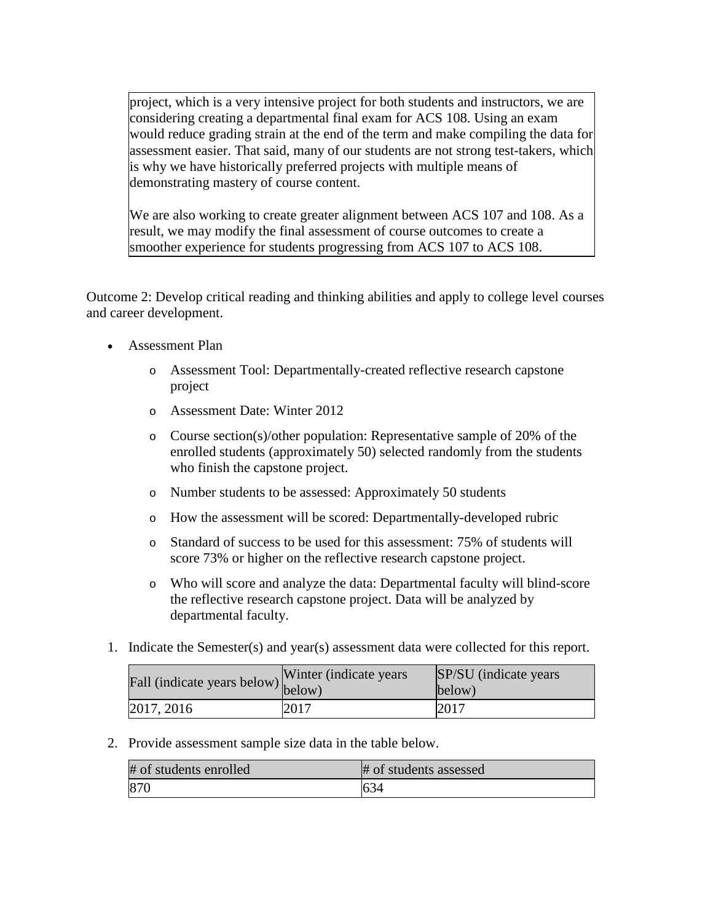project, which is a very intensive project for both students and instructors, we are considering creating a departmental final exam for ACS 108. Using an exam would reduce grading strain at the end of the term and make compiling the data for assessment easier. That said, many of our students are not strong test-takers, which is why we have historically preferred projects with multiple means of demonstrating mastery of course content.

We are also working to create greater alignment between ACS 107 and 108. As a result, we may modify the final assessment of course outcomes to create a smoother experience for students progressing from ACS 107 to ACS 108.

Outcome 2: Develop critical reading and thinking abilities and apply to college level courses and career development.

- Assessment Plan
  - Assessment Tool: Departmentally-created reflective research capstone project
  - Assessment Date: Winter 2012
  - Course section(s)/other population: Representative sample of 20% of the enrolled students (approximately 50) selected randomly from the students who finish the capstone project.
  - Number students to be assessed: Approximately 50 students
  - How the assessment will be scored: Departmentally-developed rubric
  - Standard of success to be used for this assessment: 75% of students will score 73% or higher on the reflective research capstone project.
  - Who will score and analyze the data: Departmental faculty will blind-score the reflective research capstone project. Data will be analyzed by departmental faculty.

1. Indicate the Semester(s) and year(s) assessment data were collected for this report.

| Fall (indicate years below) | Winter (indicate years below) | SP/SU (indicate years below) |
|---|---|---|
| 2017, 2016 | 2017 | 2017 |

2. Provide assessment sample size data in the table below.

| # of students enrolled | # of students assessed |
|---|---|
| 870 | 634 |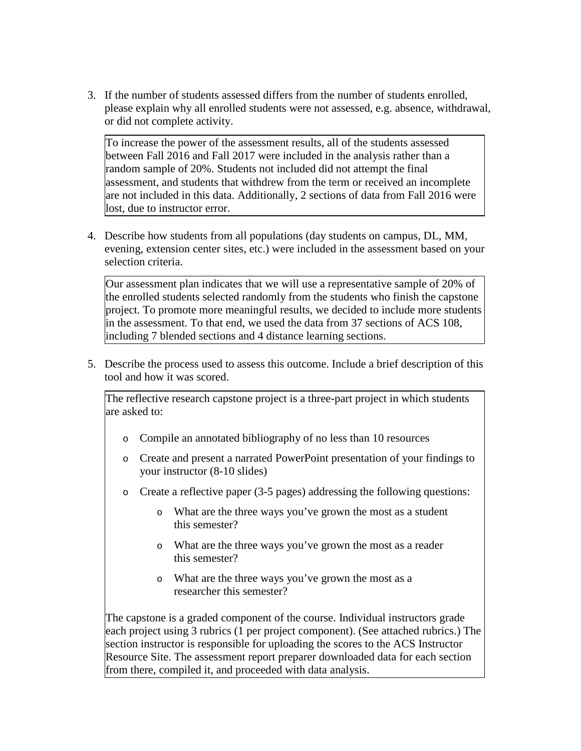3. If the number of students assessed differs from the number of students enrolled, please explain why all enrolled students were not assessed, e.g. absence, withdrawal, or did not complete activity.

   To increase the power of the assessment results, all of the students assessed between Fall 2016 and Fall 2017 were included in the analysis rather than a random sample of 20%. Students not included did not attempt the final assessment, and students that withdrew from the term or received an incomplete are not included in this data. Additionally, 2 sections of data from Fall 2016 were lost, due to instructor error.

4. Describe how students from all populations (day students on campus, DL, MM, evening, extension center sites, etc.) were included in the assessment based on your selection criteria.

   Our assessment plan indicates that we will use a representative sample of 20% of the enrolled students selected randomly from the students who finish the capstone project. To promote more meaningful results, we decided to include more students in the assessment. To that end, we used the data from 37 sections of ACS 108, including 7 blended sections and 4 distance learning sections.

5. Describe the process used to assess this outcome. Include a brief description of this tool and how it was scored.

   The reflective research capstone project is a three-part project in which students are asked to:

   - Compile an annotated bibliography of no less than 10 resources
   - Create and present a narrated PowerPoint presentation of your findings to your instructor (8-10 slides)
   - Create a reflective paper (3-5 pages) addressing the following questions:
     - What are the three ways you've grown the most as a student this semester?
     - What are the three ways you've grown the most as a reader this semester?
     - What are the three ways you've grown the most as a researcher this semester?

   The capstone is a graded component of the course. Individual instructors grade each project using 3 rubrics (1 per project component). (See attached rubrics.) The section instructor is responsible for uploading the scores to the ACS Instructor Resource Site. The assessment report preparer downloaded data for each section from there, compiled it, and proceeded with data analysis.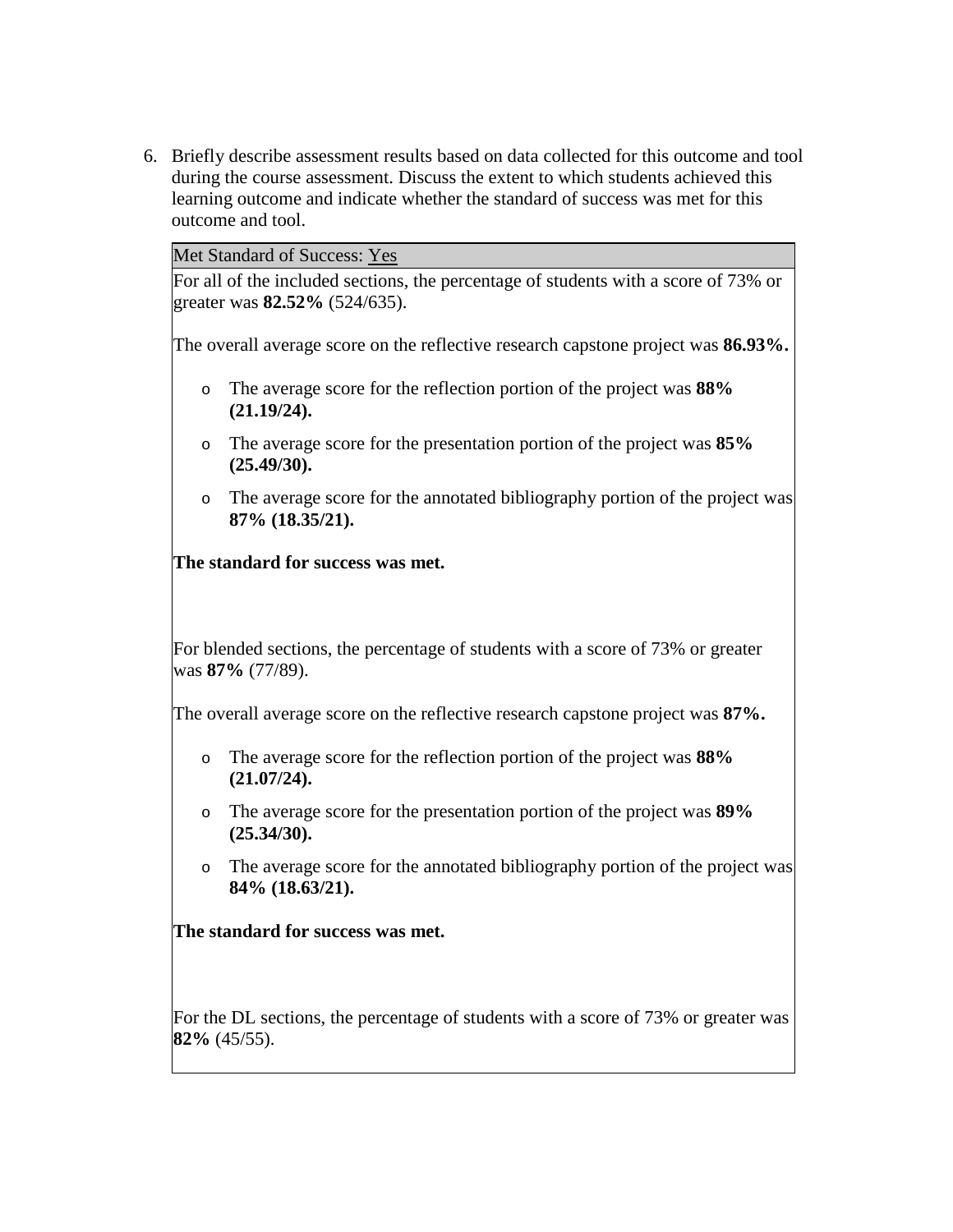6. Briefly describe assessment results based on data collected for this outcome and tool during the course assessment. Discuss the extent to which students achieved this learning outcome and indicate whether the standard of success was met for this outcome and tool.

| Met Standard of Success: Yes |
|---|
| For all of the included sections, the percentage of students with a score of 73% or greater was **82.52%** (524/635).<br><br>The overall average score on the reflective research capstone project was **86.93%.**<br><br>o The average score for the reflection portion of the project was **88% (21.19/24).**<br>o The average score for the presentation portion of the project was **85% (25.49/30).**<br>o The average score for the annotated bibliography portion of the project was **87% (18.35/21).**<br><br>**The standard for success was met.**<br><br>For blended sections, the percentage of students with a score of 73% or greater was **87%** (77/89).<br><br>The overall average score on the reflective research capstone project was **87%.**<br><br>o The average score for the reflection portion of the project was **88% (21.07/24).**<br>o The average score for the presentation portion of the project was **89% (25.34/30).**<br>o The average score for the annotated bibliography portion of the project was **84% (18.63/21).**<br><br>**The standard for success was met.**<br><br>For the DL sections, the percentage of students with a score of 73% or greater was **82%** (45/55). |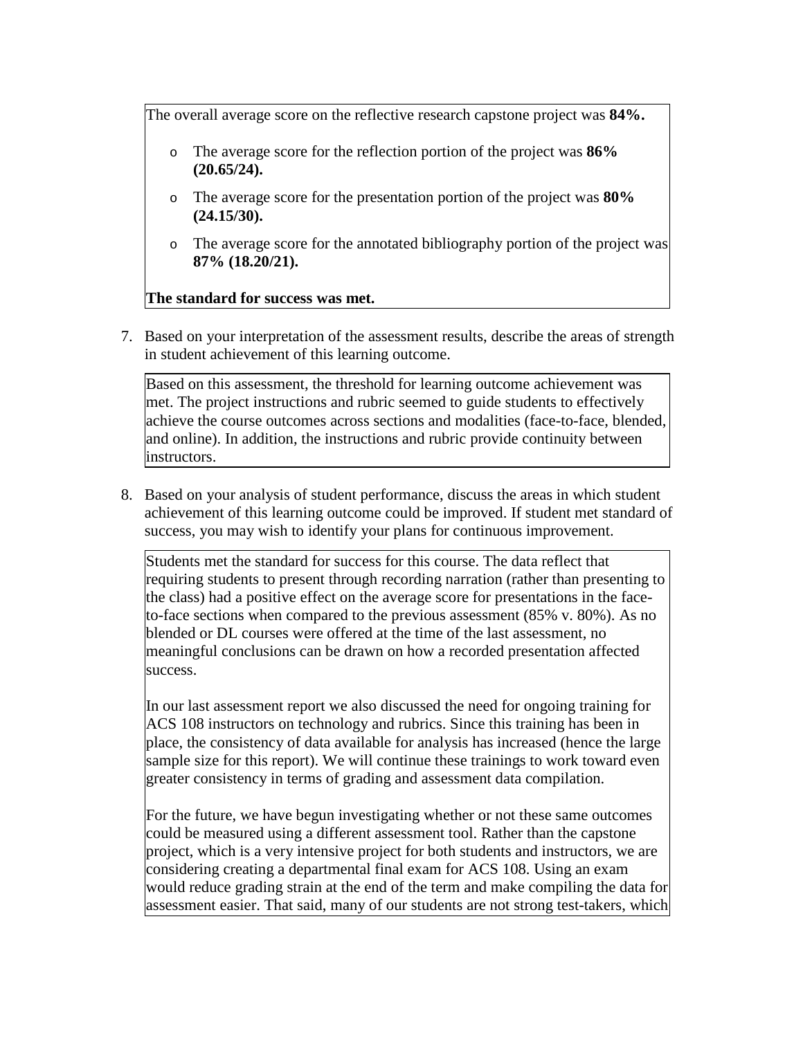The overall average score on the reflective research capstone project was **84%.**

- The average score for the reflection portion of the project was **86% (20.65/24).**
- The average score for the presentation portion of the project was **80% (24.15/30).**
- The average score for the annotated bibliography portion of the project was **87% (18.20/21).**

**The standard for success was met.**

7. Based on your interpretation of the assessment results, describe the areas of strength in student achievement of this learning outcome.

Based on this assessment, the threshold for learning outcome achievement was met. The project instructions and rubric seemed to guide students to effectively achieve the course outcomes across sections and modalities (face-to-face, blended, and online). In addition, the instructions and rubric provide continuity between instructors.

8. Based on your analysis of student performance, discuss the areas in which student achievement of this learning outcome could be improved. If student met standard of success, you may wish to identify your plans for continuous improvement.

Students met the standard for success for this course. The data reflect that requiring students to present through recording narration (rather than presenting to the class) had a positive effect on the average score for presentations in the face-to-face sections when compared to the previous assessment (85% v. 80%). As no blended or DL courses were offered at the time of the last assessment, no meaningful conclusions can be drawn on how a recorded presentation affected success.

In our last assessment report we also discussed the need for ongoing training for ACS 108 instructors on technology and rubrics. Since this training has been in place, the consistency of data available for analysis has increased (hence the large sample size for this report). We will continue these trainings to work toward even greater consistency in terms of grading and assessment data compilation.

For the future, we have begun investigating whether or not these same outcomes could be measured using a different assessment tool. Rather than the capstone project, which is a very intensive project for both students and instructors, we are considering creating a departmental final exam for ACS 108. Using an exam would reduce grading strain at the end of the term and make compiling the data for assessment easier. That said, many of our students are not strong test-takers, which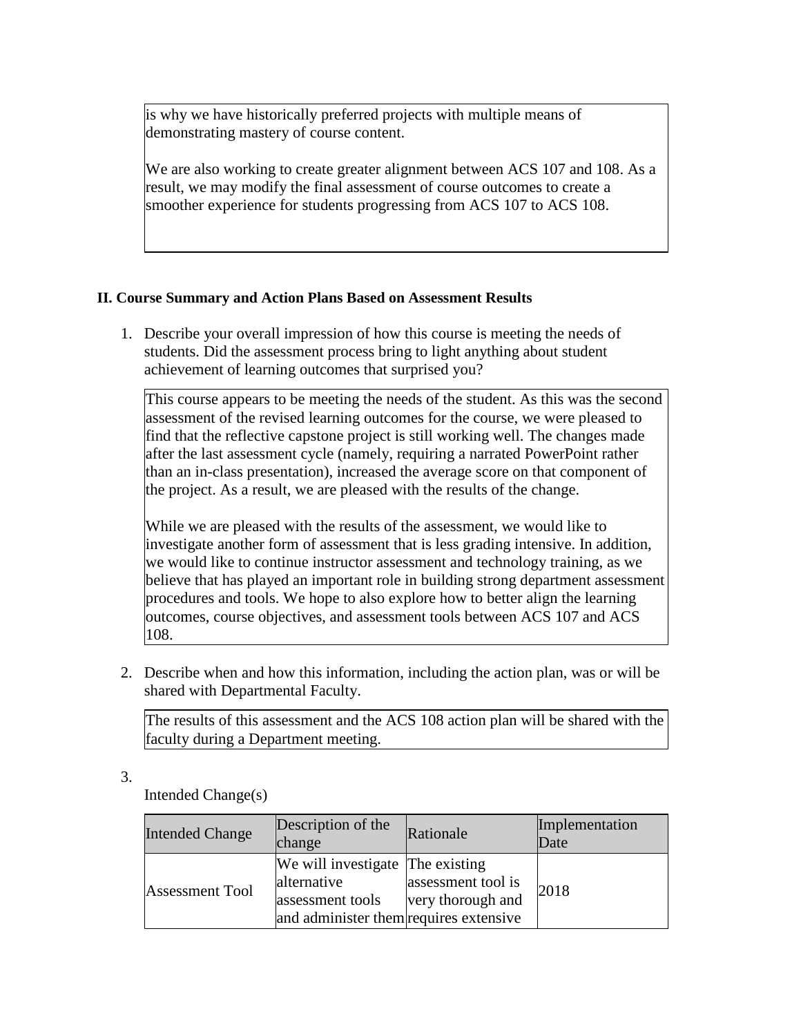is why we have historically preferred projects with multiple means of demonstrating mastery of course content.

We are also working to create greater alignment between ACS 107 and 108. As a result, we may modify the final assessment of course outcomes to create a smoother experience for students progressing from ACS 107 to ACS 108.

**II. Course Summary and Action Plans Based on Assessment Results**

1. Describe your overall impression of how this course is meeting the needs of students. Did the assessment process bring to light anything about student achievement of learning outcomes that surprised you?

This course appears to be meeting the needs of the student. As this was the second assessment of the revised learning outcomes for the course, we were pleased to find that the reflective capstone project is still working well. The changes made after the last assessment cycle (namely, requiring a narrated PowerPoint rather than an in-class presentation), increased the average score on that component of the project. As a result, we are pleased with the results of the change.

While we are pleased with the results of the assessment, we would like to investigate another form of assessment that is less grading intensive. In addition, we would like to continue instructor assessment and technology training, as we believe that has played an important role in building strong department assessment procedures and tools. We hope to also explore how to better align the learning outcomes, course objectives, and assessment tools between ACS 107 and ACS 108.

2. Describe when and how this information, including the action plan, was or will be shared with Departmental Faculty.

The results of this assessment and the ACS 108 action plan will be shared with the faculty during a Department meeting.

3.

Intended Change(s)

| Intended Change | Description of the change | Rationale | Implementation Date |
|---|---|---|---|
| Assessment Tool | We will investigate alternative assessment tools and administer them | The existing assessment tool is very thorough and requires extensive | 2018 |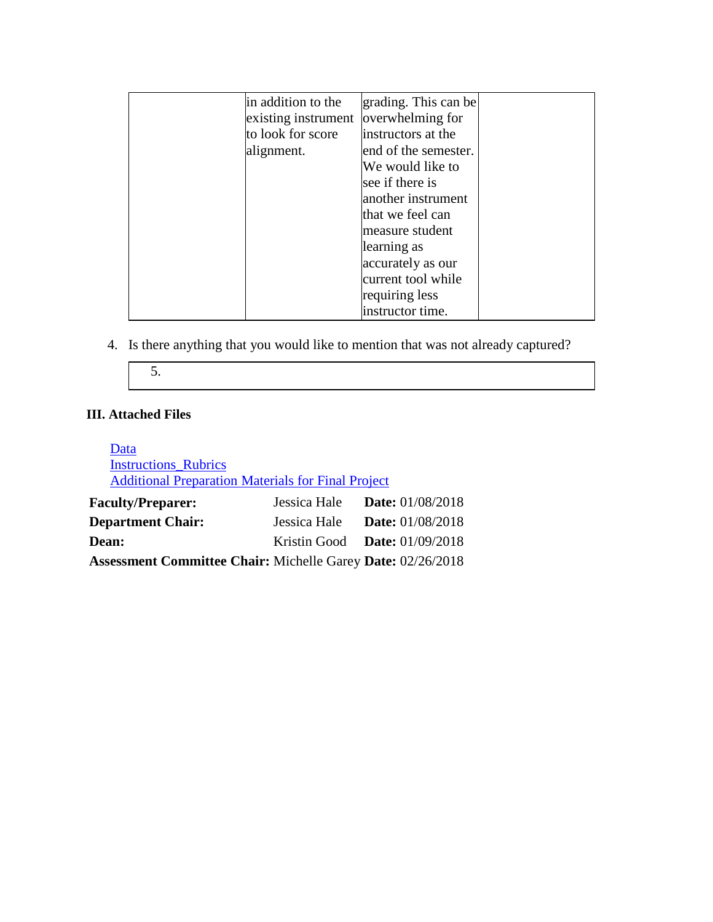| | | | |
|---|---|---|---|
| | in addition to the existing instrument to look for score alignment. | grading. This can be overwhelming for instructors at the end of the semester. We would like to see if there is another instrument that we feel can measure student learning as accurately as our current tool while requiring less instructor time. | |

4. Is there anything that you would like to mention that was not already captured?

| 5. |
|---|

### III. Attached Files

[Data]
[Instructions_Rubrics]
[Additional Preparation Materials for Final Project]

| | | |
|---|---|---|
| **Faculty/Preparer:** | Jessica Hale | **Date:** 01/08/2018 |
| **Department Chair:** | Jessica Hale | **Date:** 01/08/2018 |
| **Dean:** | Kristin Good | **Date:** 01/09/2018 |
| **Assessment Committee Chair:** | Michelle Garey | **Date:** 02/26/2018 |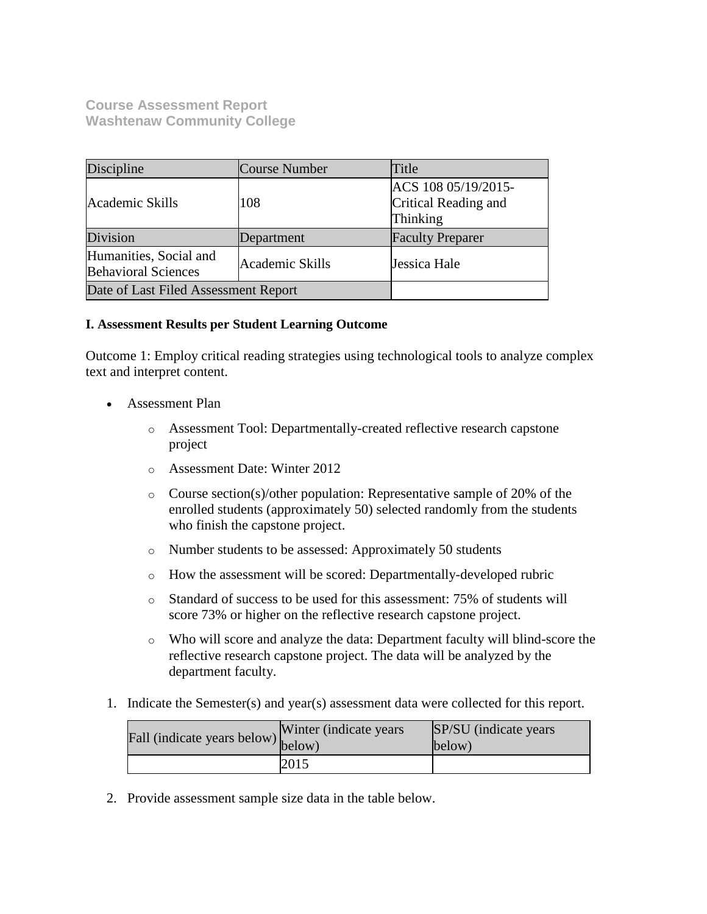**Course Assessment Report**
**Washtenaw Community College**

| Discipline | Course Number | Title |
| --- | --- | --- |
| Academic Skills | 108 | ACS 108 05/19/2015-Critical Reading and Thinking |
| Division | Department | Faculty Preparer |
| Humanities, Social and Behavioral Sciences | Academic Skills | Jessica Hale |
| Date of Last Filed Assessment Report | | |

**I. Assessment Results per Student Learning Outcome**

Outcome 1: Employ critical reading strategies using technological tools to analyze complex text and interpret content.

- Assessment Plan
  - Assessment Tool: Departmentally-created reflective research capstone project
  - Assessment Date: Winter 2012
  - Course section(s)/other population: Representative sample of 20% of the enrolled students (approximately 50) selected randomly from the students who finish the capstone project.
  - Number students to be assessed: Approximately 50 students
  - How the assessment will be scored: Departmentally-developed rubric
  - Standard of success to be used for this assessment: 75% of students will score 73% or higher on the reflective research capstone project.
  - Who will score and analyze the data: Department faculty will blind-score the reflective research capstone project. The data will be analyzed by the department faculty.

1. Indicate the Semester(s) and year(s) assessment data were collected for this report.

| Fall (indicate years below) | Winter (indicate years below) | SP/SU (indicate years below) |
| --- | --- | --- |
| | 2015 | |

2. Provide assessment sample size data in the table below.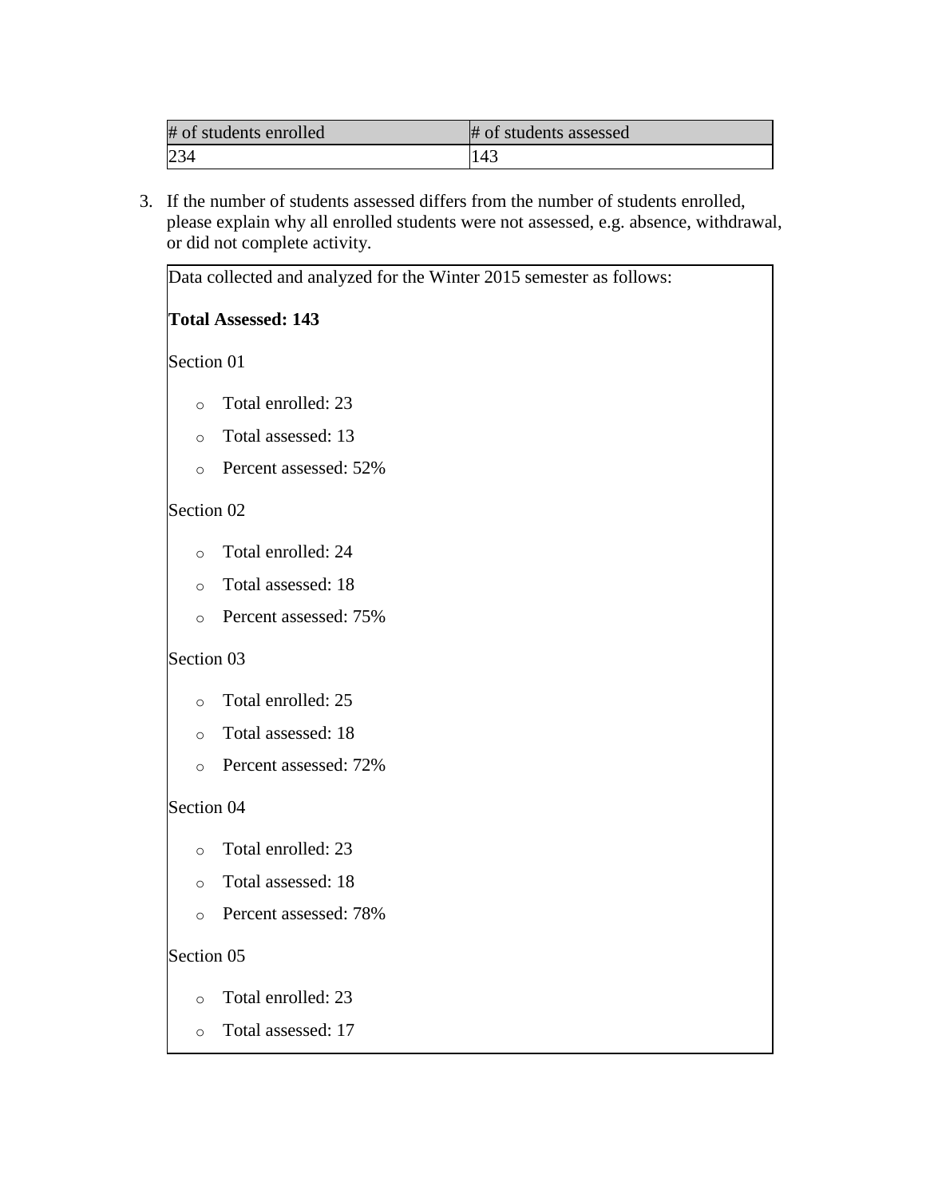| # of students enrolled | # of students assessed |
| --- | --- |
| 234 | 143 |

3. If the number of students assessed differs from the number of students enrolled, please explain why all enrolled students were not assessed, e.g. absence, withdrawal, or did not complete activity.

Data collected and analyzed for the Winter 2015 semester as follows:

**Total Assessed: 143**

Section 01

- Total enrolled: 23
- Total assessed: 13
- Percent assessed: 52%

Section 02

- Total enrolled: 24
- Total assessed: 18
- Percent assessed: 75%

Section 03

- Total enrolled: 25
- Total assessed: 18
- Percent assessed: 72%

Section 04

- Total enrolled: 23
- Total assessed: 18
- Percent assessed: 78%

Section 05

- Total enrolled: 23
- Total assessed: 17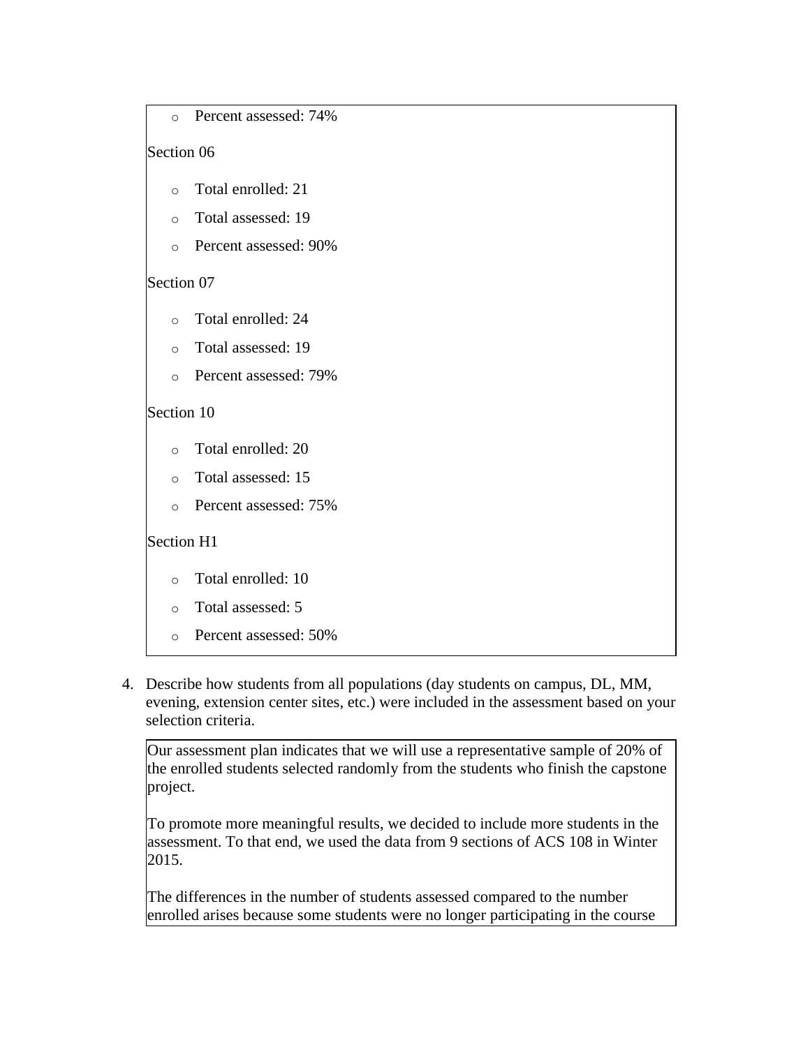- Percent assessed: 74%

Section 06

- Total enrolled: 21
- Total assessed: 19
- Percent assessed: 90%

Section 07

- Total enrolled: 24
- Total assessed: 19
- Percent assessed: 79%

Section 10

- Total enrolled: 20
- Total assessed: 15
- Percent assessed: 75%

Section H1

- Total enrolled: 10
- Total assessed: 5
- Percent assessed: 50%

4. Describe how students from all populations (day students on campus, DL, MM, evening, extension center sites, etc.) were included in the assessment based on your selection criteria.

Our assessment plan indicates that we will use a representative sample of 20% of the enrolled students selected randomly from the students who finish the capstone project.

To promote more meaningful results, we decided to include more students in the assessment. To that end, we used the data from 9 sections of ACS 108 in Winter 2015.

The differences in the number of students assessed compared to the number enrolled arises because some students were no longer participating in the course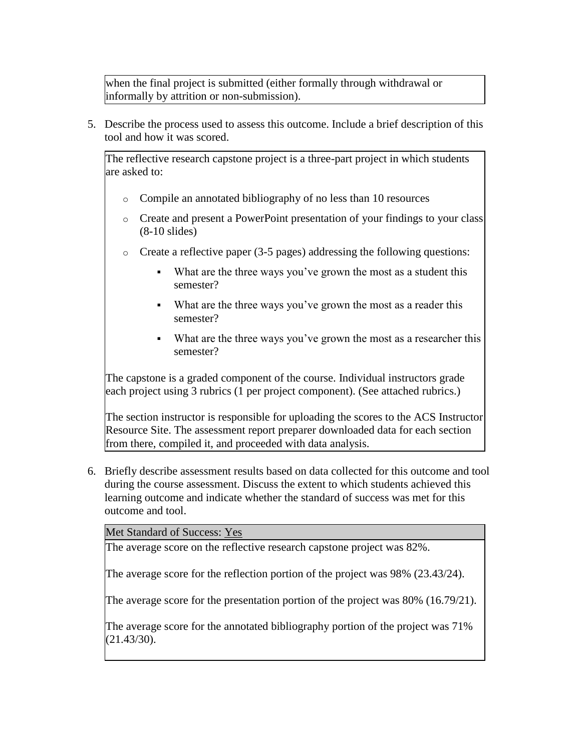when the final project is submitted (either formally through withdrawal or informally by attrition or non-submission).

5. Describe the process used to assess this outcome. Include a brief description of this tool and how it was scored.

The reflective research capstone project is a three-part project in which students are asked to:

- Compile an annotated bibliography of no less than 10 resources
- Create and present a PowerPoint presentation of your findings to your class (8-10 slides)
- Create a reflective paper (3-5 pages) addressing the following questions:
  - What are the three ways you've grown the most as a student this semester?
  - What are the three ways you've grown the most as a reader this semester?
  - What are the three ways you've grown the most as a researcher this semester?

The capstone is a graded component of the course. Individual instructors grade each project using 3 rubrics (1 per project component). (See attached rubrics.)

The section instructor is responsible for uploading the scores to the ACS Instructor Resource Site. The assessment report preparer downloaded data for each section from there, compiled it, and proceeded with data analysis.

6. Briefly describe assessment results based on data collected for this outcome and tool during the course assessment. Discuss the extent to which students achieved this learning outcome and indicate whether the standard of success was met for this outcome and tool.

Met Standard of Success: Yes

The average score on the reflective research capstone project was 82%.

The average score for the reflection portion of the project was 98% (23.43/24).

The average score for the presentation portion of the project was 80% (16.79/21).

The average score for the annotated bibliography portion of the project was 71% (21.43/30).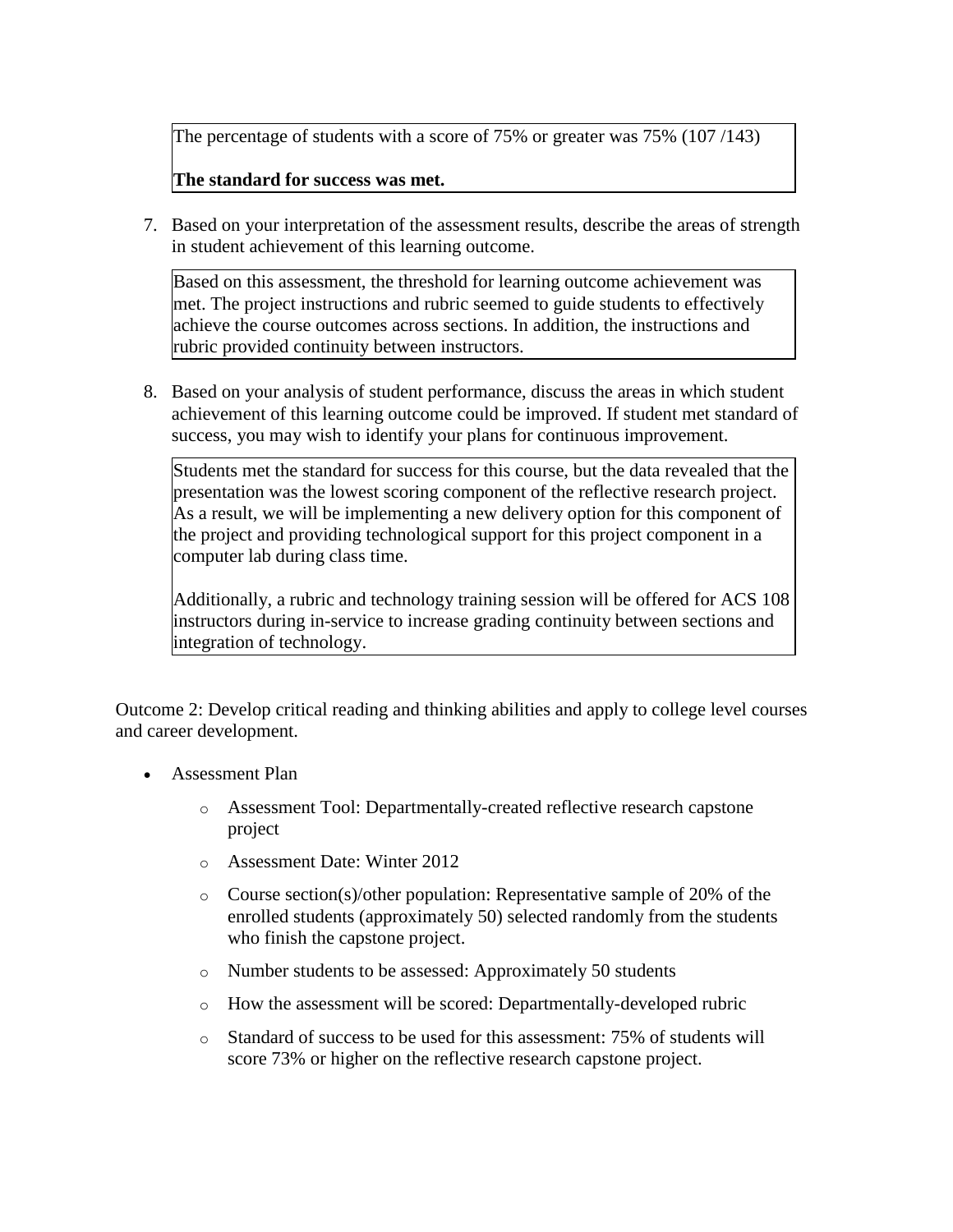The percentage of students with a score of 75% or greater was 75% (107 /143)

**The standard for success was met.**

7. Based on your interpretation of the assessment results, describe the areas of strength in student achievement of this learning outcome.

Based on this assessment, the threshold for learning outcome achievement was met. The project instructions and rubric seemed to guide students to effectively achieve the course outcomes across sections. In addition, the instructions and rubric provided continuity between instructors.

8. Based on your analysis of student performance, discuss the areas in which student achievement of this learning outcome could be improved. If student met standard of success, you may wish to identify your plans for continuous improvement.

Students met the standard for success for this course, but the data revealed that the presentation was the lowest scoring component of the reflective research project. As a result, we will be implementing a new delivery option for this component of the project and providing technological support for this project component in a computer lab during class time.

Additionally, a rubric and technology training session will be offered for ACS 108 instructors during in-service to increase grading continuity between sections and integration of technology.

Outcome 2: Develop critical reading and thinking abilities and apply to college level courses and career development.

- Assessment Plan
  - Assessment Tool: Departmentally-created reflective research capstone project
  - Assessment Date: Winter 2012
  - Course section(s)/other population: Representative sample of 20% of the enrolled students (approximately 50) selected randomly from the students who finish the capstone project.
  - Number students to be assessed: Approximately 50 students
  - How the assessment will be scored: Departmentally-developed rubric
  - Standard of success to be used for this assessment: 75% of students will score 73% or higher on the reflective research capstone project.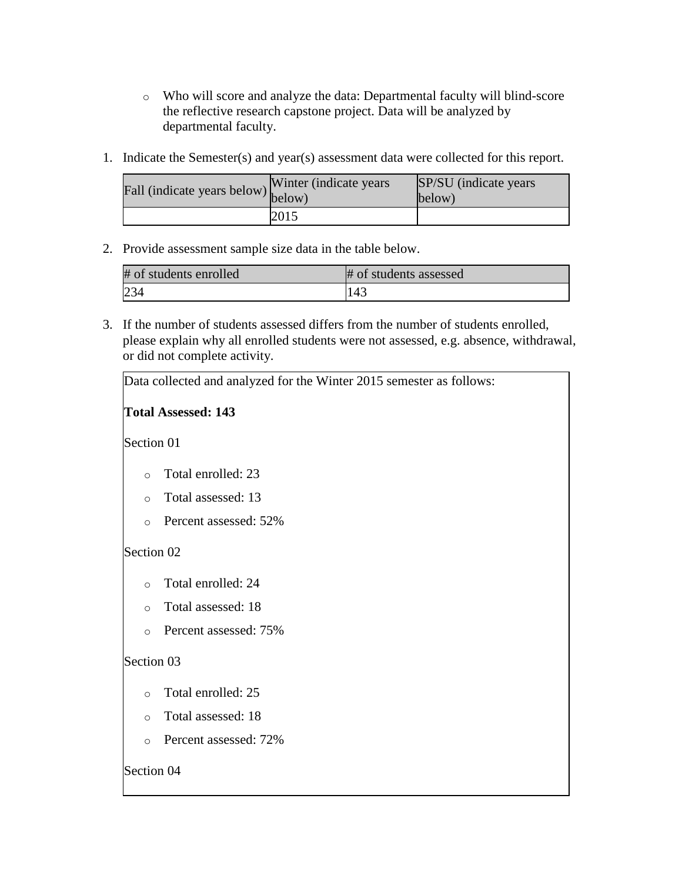- Who will score and analyze the data: Departmental faculty will blind-score the reflective research capstone project. Data will be analyzed by departmental faculty.

1. Indicate the Semester(s) and year(s) assessment data were collected for this report.

| Fall (indicate years below) | Winter (indicate years below) | SP/SU (indicate years below) |
|---|---|---|
| | 2015 | |

2. Provide assessment sample size data in the table below.

| # of students enrolled | # of students assessed |
|---|---|
| 234 | 143 |

3. If the number of students assessed differs from the number of students enrolled, please explain why all enrolled students were not assessed, e.g. absence, withdrawal, or did not complete activity.

Data collected and analyzed for the Winter 2015 semester as follows:

**Total Assessed: 143**

Section 01

- Total enrolled: 23
- Total assessed: 13
- Percent assessed: 52%

Section 02

- Total enrolled: 24
- Total assessed: 18
- Percent assessed: 75%

Section 03

- Total enrolled: 25
- Total assessed: 18
- Percent assessed: 72%

Section 04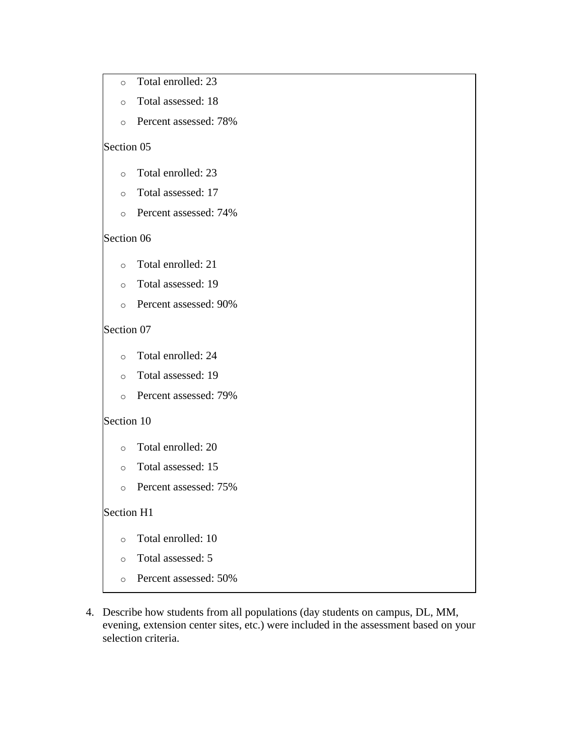- Total enrolled: 23
- Total assessed: 18
- Percent assessed: 78%

Section 05

- Total enrolled: 23
- Total assessed: 17
- Percent assessed: 74%

Section 06

- Total enrolled: 21
- Total assessed: 19
- Percent assessed: 90%

Section 07

- Total enrolled: 24
- Total assessed: 19
- Percent assessed: 79%

Section 10

- Total enrolled: 20
- Total assessed: 15
- Percent assessed: 75%

Section H1

- Total enrolled: 10
- Total assessed: 5
- Percent assessed: 50%

4. Describe how students from all populations (day students on campus, DL, MM, evening, extension center sites, etc.) were included in the assessment based on your selection criteria.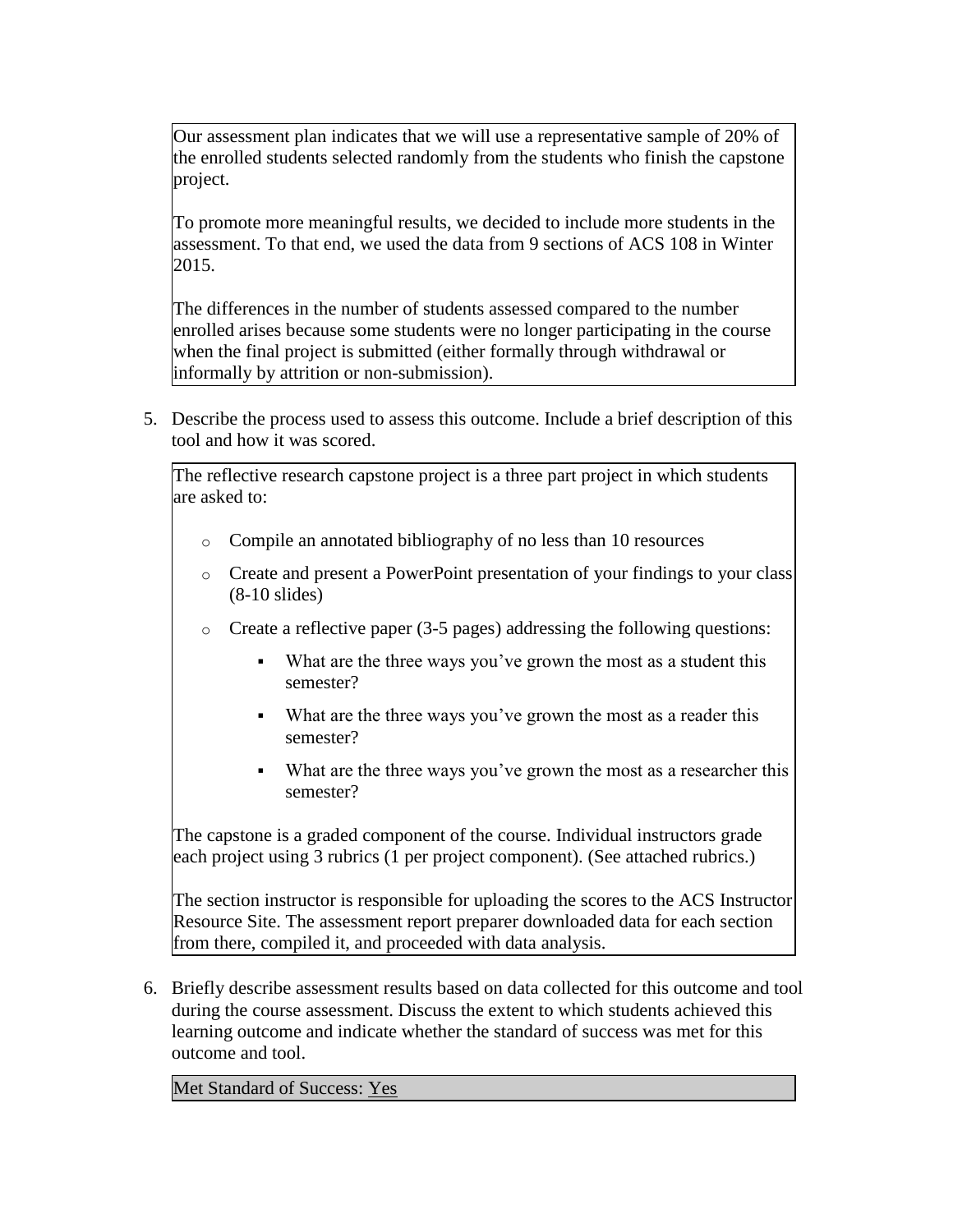Our assessment plan indicates that we will use a representative sample of 20% of the enrolled students selected randomly from the students who finish the capstone project.

To promote more meaningful results, we decided to include more students in the assessment. To that end, we used the data from 9 sections of ACS 108 in Winter 2015.

The differences in the number of students assessed compared to the number enrolled arises because some students were no longer participating in the course when the final project is submitted (either formally through withdrawal or informally by attrition or non-submission).

5. Describe the process used to assess this outcome. Include a brief description of this tool and how it was scored.

The reflective research capstone project is a three part project in which students are asked to:

- Compile an annotated bibliography of no less than 10 resources
- Create and present a PowerPoint presentation of your findings to your class (8-10 slides)
- Create a reflective paper (3-5 pages) addressing the following questions:
  - What are the three ways you've grown the most as a student this semester?
  - What are the three ways you've grown the most as a reader this semester?
  - What are the three ways you've grown the most as a researcher this semester?

The capstone is a graded component of the course. Individual instructors grade each project using 3 rubrics (1 per project component). (See attached rubrics.)

The section instructor is responsible for uploading the scores to the ACS Instructor Resource Site. The assessment report preparer downloaded data for each section from there, compiled it, and proceeded with data analysis.

6. Briefly describe assessment results based on data collected for this outcome and tool during the course assessment. Discuss the extent to which students achieved this learning outcome and indicate whether the standard of success was met for this outcome and tool.

Met Standard of Success: Yes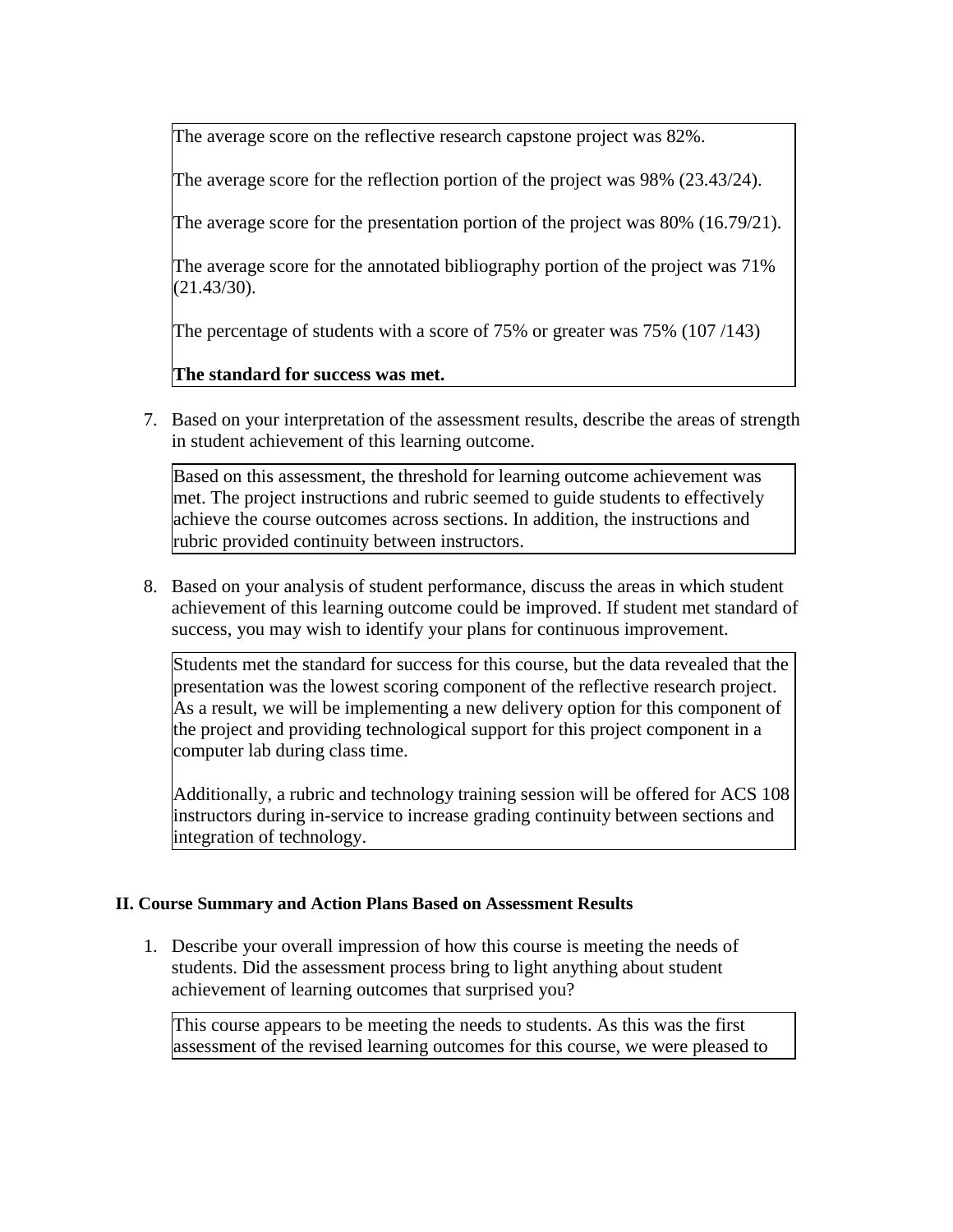The average score on the reflective research capstone project was 82%.

The average score for the reflection portion of the project was 98% (23.43/24).

The average score for the presentation portion of the project was 80% (16.79/21).

The average score for the annotated bibliography portion of the project was 71% (21.43/30).

The percentage of students with a score of 75% or greater was 75% (107 /143)

**The standard for success was met.**

7. Based on your interpretation of the assessment results, describe the areas of strength in student achievement of this learning outcome.

Based on this assessment, the threshold for learning outcome achievement was met. The project instructions and rubric seemed to guide students to effectively achieve the course outcomes across sections. In addition, the instructions and rubric provided continuity between instructors.

8. Based on your analysis of student performance, discuss the areas in which student achievement of this learning outcome could be improved. If student met standard of success, you may wish to identify your plans for continuous improvement.

Students met the standard for success for this course, but the data revealed that the presentation was the lowest scoring component of the reflective research project. As a result, we will be implementing a new delivery option for this component of the project and providing technological support for this project component in a computer lab during class time.

Additionally, a rubric and technology training session will be offered for ACS 108 instructors during in-service to increase grading continuity between sections and integration of technology.

## II. Course Summary and Action Plans Based on Assessment Results

1. Describe your overall impression of how this course is meeting the needs of students. Did the assessment process bring to light anything about student achievement of learning outcomes that surprised you?

This course appears to be meeting the needs to students. As this was the first assessment of the revised learning outcomes for this course, we were pleased to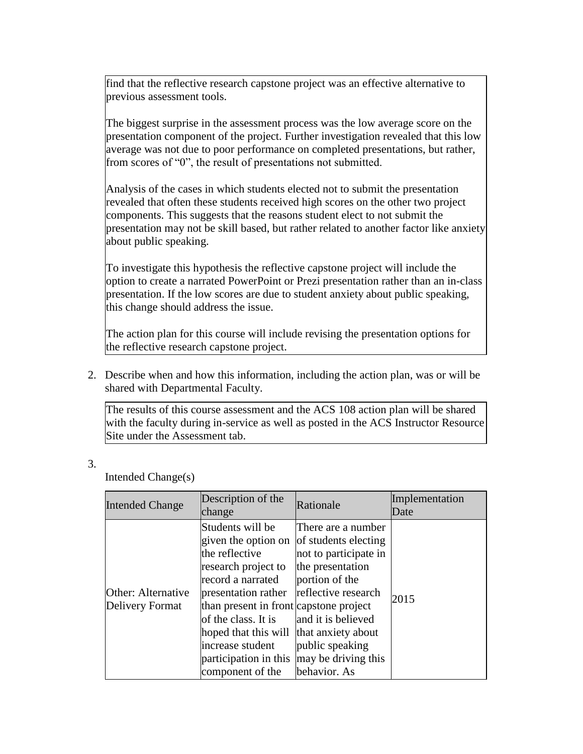find that the reflective research capstone project was an effective alternative to previous assessment tools.

The biggest surprise in the assessment process was the low average score on the presentation component of the project. Further investigation revealed that this low average was not due to poor performance on completed presentations, but rather, from scores of "0", the result of presentations not submitted.

Analysis of the cases in which students elected not to submit the presentation revealed that often these students received high scores on the other two project components. This suggests that the reasons student elect to not submit the presentation may not be skill based, but rather related to another factor like anxiety about public speaking.

To investigate this hypothesis the reflective capstone project will include the option to create a narrated PowerPoint or Prezi presentation rather than an in-class presentation. If the low scores are due to student anxiety about public speaking, this change should address the issue.

The action plan for this course will include revising the presentation options for the reflective research capstone project.

2. Describe when and how this information, including the action plan, was or will be shared with Departmental Faculty.

The results of this course assessment and the ACS 108 action plan will be shared with the faculty during in-service as well as posted in the ACS Instructor Resource Site under the Assessment tab.

3.

Intended Change(s)

| Intended Change | Description of the change | Rationale | Implementation Date |
|---|---|---|---|
| Other: Alternative Delivery Format | Students will be given the option on the reflective research project to record a narrated presentation rather than present in front of the class. It is hoped that this will increase student participation in this component of the | There are a number of students electing not to participate in the presentation portion of the reflective research capstone project and it is believed that anxiety about public speaking may be driving this behavior. As | 2015 |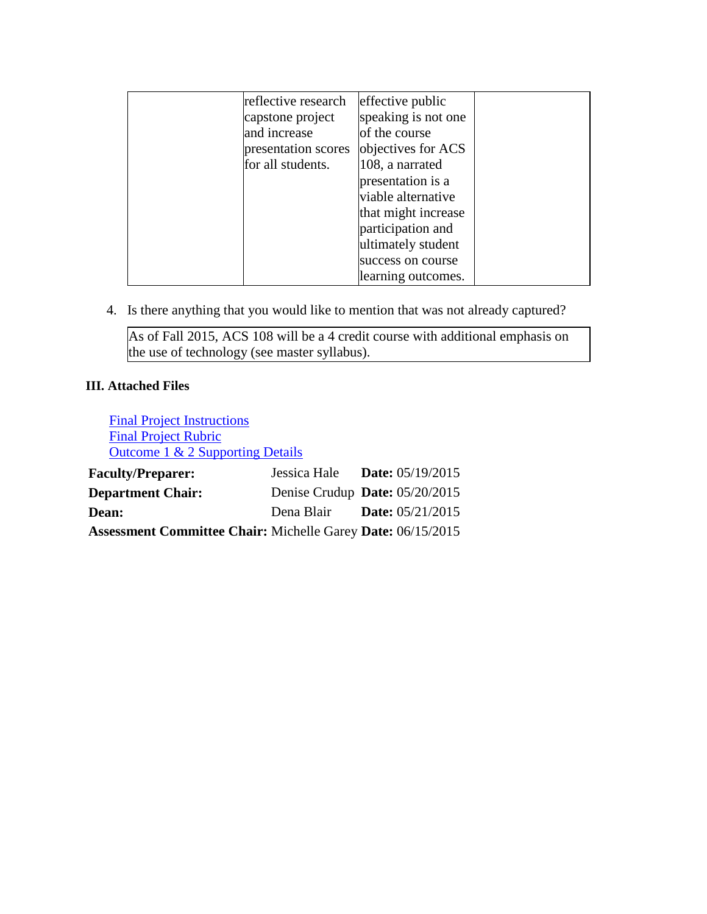| | | | |
|---|---|---|---|
| | reflective research capstone project and increase presentation scores for all students. | effective public speaking is not one of the course objectives for ACS 108, a narrated presentation is a viable alternative that might increase participation and ultimately student success on course learning outcomes. | |

4. Is there anything that you would like to mention that was not already captured?

| As of Fall 2015, ACS 108 will be a 4 credit course with additional emphasis on the use of technology (see master syllabus). |
|---|

**III. Attached Files**

Final Project Instructions
Final Project Rubric
Outcome 1 & 2 Supporting Details

| | | |
|---|---|---|
| **Faculty/Preparer:** | Jessica Hale | **Date:** 05/19/2015 |
| **Department Chair:** | Denise Crudup | **Date:** 05/20/2015 |
| **Dean:** | Dena Blair | **Date:** 05/21/2015 |
| **Assessment Committee Chair:** | Michelle Garey | **Date:** 06/15/2015 |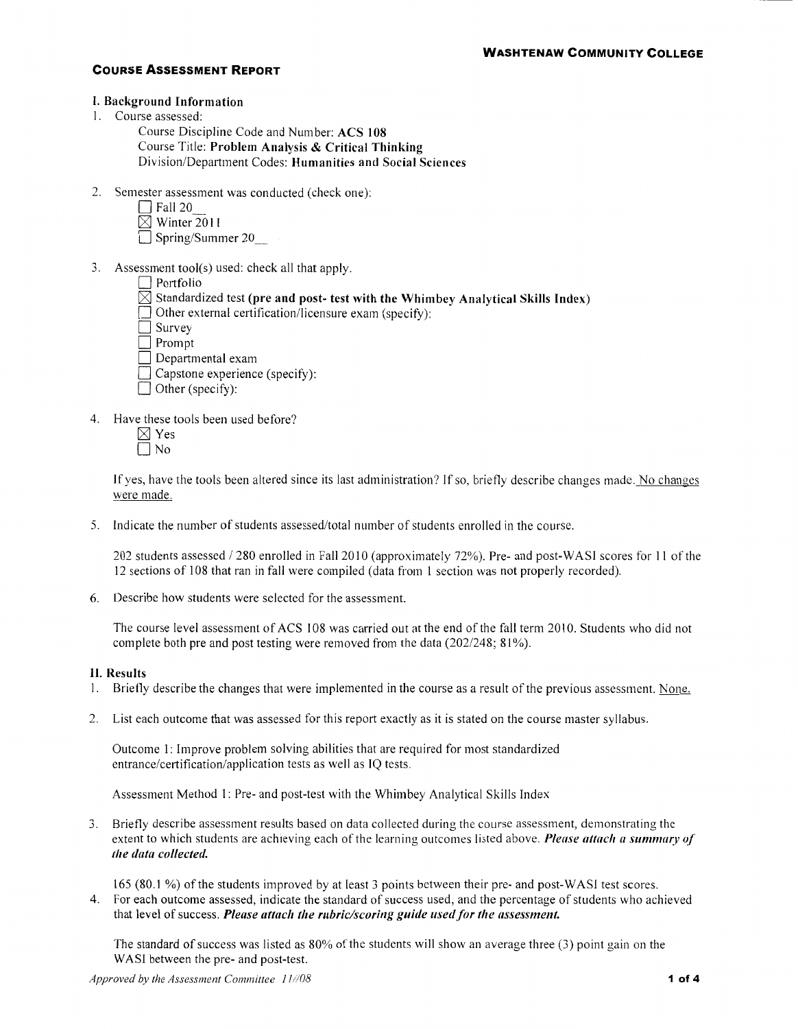**WASHTENAW COMMUNITY COLLEGE**

## COURSE ASSESSMENT REPORT

### I. Background Information

1. Course assessed:

   Course Discipline Code and Number: **ACS 108**

   Course Title: **Problem Analysis & Critical Thinking**

   Division/Department Codes: **Humanities and Social Sciences**

2. Semester assessment was conducted (check one):

   ☐ Fall 20__

   ☒ Winter 2011

   ☐ Spring/Summer 20__

3. Assessment tool(s) used: check all that apply.

   ☐ Portfolio

   ☒ Standardized test **(pre and post- test with the Whimbey Analytical Skills Index)**

   ☐ Other external certification/licensure exam (specify):

   ☐ Survey

   ☐ Prompt

   ☐ Departmental exam

   ☐ Capstone experience (specify):

   ☐ Other (specify):

4. Have these tools been used before?

   ☒ Yes

   ☐ No

   If yes, have the tools been altered since its last administration? If so, briefly describe changes made. No changes were made.

5. Indicate the number of students assessed/total number of students enrolled in the course.

   202 students assessed / 280 enrolled in Fall 2010 (approximately 72%). Pre- and post-WASI scores for 11 of the 12 sections of 108 that ran in fall were compiled (data from 1 section was not properly recorded).

6. Describe how students were selected for the assessment.

   The course level assessment of ACS 108 was carried out at the end of the fall term 2010. Students who did not complete both pre and post testing were removed from the data (202/248; 81%).

### II. Results

1. Briefly describe the changes that were implemented in the course as a result of the previous assessment. None.

2. List each outcome that was assessed for this report exactly as it is stated on the course master syllabus.

   Outcome 1: Improve problem solving abilities that are required for most standardized entrance/certification/application tests as well as IQ tests.

   Assessment Method 1: Pre- and post-test with the Whimbey Analytical Skills Index

3. Briefly describe assessment results based on data collected during the course assessment, demonstrating the extent to which students are achieving each of the learning outcomes listed above. ***Please attach a summary of the data collected.***

   165 (80.1 %) of the students improved by at least 3 points between their pre- and post-WASI test scores.

4. For each outcome assessed, indicate the standard of success used, and the percentage of students who achieved that level of success. ***Please attach the rubric/scoring guide used for the assessment.***

   The standard of success was listed as 80% of the students will show an average three (3) point gain on the WASI between the pre- and post-test.

*Approved by the Assessment Committee 11/08*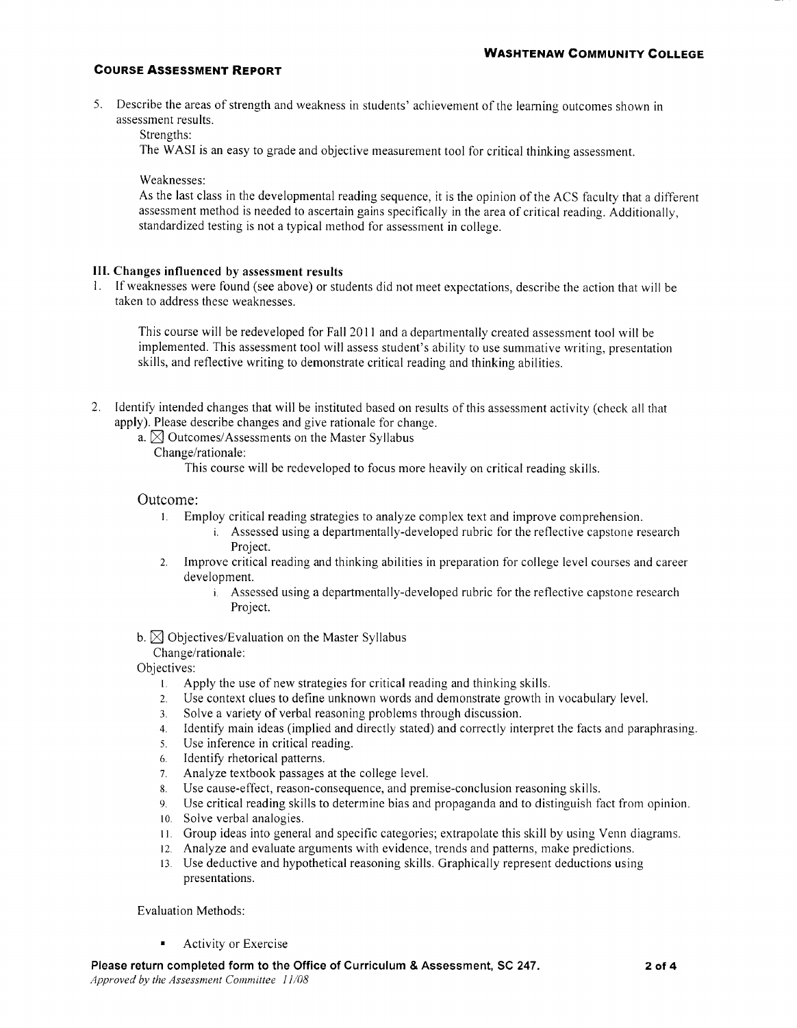5. Describe the areas of strength and weakness in students' achievement of the learning outcomes shown in assessment results.

   Strengths:

   The WASI is an easy to grade and objective measurement tool for critical thinking assessment.

   Weaknesses:

   As the last class in the developmental reading sequence, it is the opinion of the ACS faculty that a different assessment method is needed to ascertain gains specifically in the area of critical reading. Additionally, standardized testing is not a typical method for assessment in college.

## III. Changes influenced by assessment results

1. If weaknesses were found (see above) or students did not meet expectations, describe the action that will be taken to address these weaknesses.

   This course will be redeveloped for Fall 2011 and a departmentally created assessment tool will be implemented. This assessment tool will assess student's ability to use summative writing, presentation skills, and reflective writing to demonstrate critical reading and thinking abilities.

2. Identify intended changes that will be instituted based on results of this assessment activity (check all that apply). Please describe changes and give rationale for change.

   a. ☒ Outcomes/Assessments on the Master Syllabus

   Change/rationale:

   This course will be redeveloped to focus more heavily on critical reading skills.

   Outcome:

   1. Employ critical reading strategies to analyze complex text and improve comprehension.
      i. Assessed using a departmentally-developed rubric for the reflective capstone research Project.
   2. Improve critical reading and thinking abilities in preparation for college level courses and career development.
      i. Assessed using a departmentally-developed rubric for the reflective capstone research Project.

   b. ☒ Objectives/Evaluation on the Master Syllabus

   Change/rationale:

   Objectives:

   1. Apply the use of new strategies for critical reading and thinking skills.
   2. Use context clues to define unknown words and demonstrate growth in vocabulary level.
   3. Solve a variety of verbal reasoning problems through discussion.
   4. Identify main ideas (implied and directly stated) and correctly interpret the facts and paraphrasing.
   5. Use inference in critical reading.
   6. Identify rhetorical patterns.
   7. Analyze textbook passages at the college level.
   8. Use cause-effect, reason-consequence, and premise-conclusion reasoning skills.
   9. Use critical reading skills to determine bias and propaganda and to distinguish fact from opinion.
   10. Solve verbal analogies.
   11. Group ideas into general and specific categories; extrapolate this skill by using Venn diagrams.
   12. Analyze and evaluate arguments with evidence, trends and patterns, make predictions.
   13. Use deductive and hypothetical reasoning skills. Graphically represent deductions using presentations.

   Evaluation Methods:

   - Activity or Exercise

**Please return completed form to the Office of Curriculum & Assessment, SC 247.**

*Approved by the Assessment Committee 11/08*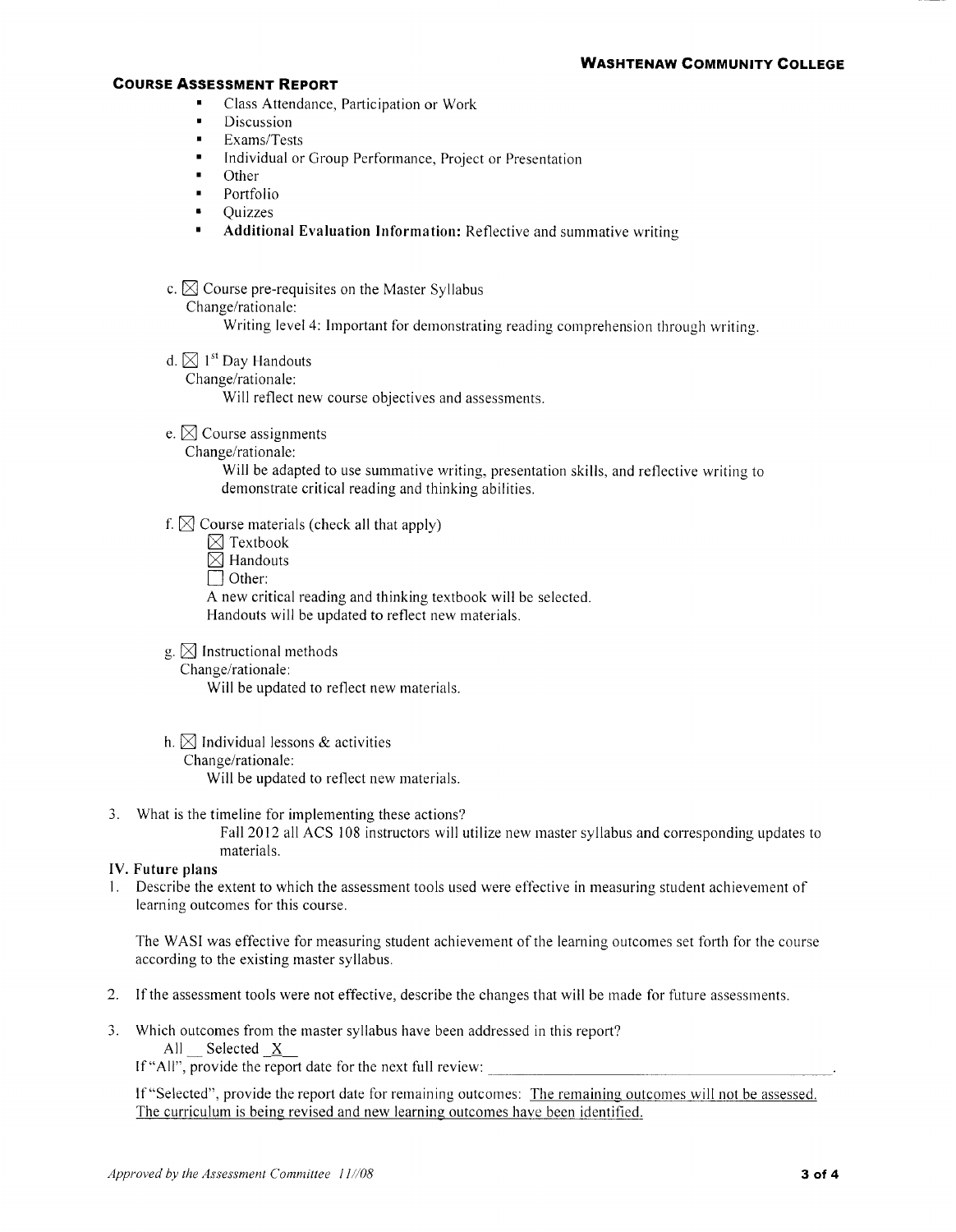- Class Attendance, Participation or Work
- Discussion
- Exams/Tests
- Individual or Group Performance, Project or Presentation
- Other
- Portfolio
- Quizzes
- **Additional Evaluation Information:** Reflective and summative writing

c. ☒ Course pre-requisites on the Master Syllabus
Change/rationale:
Writing level 4: Important for demonstrating reading comprehension through writing.

d. ☒ 1st Day Handouts
Change/rationale:
Will reflect new course objectives and assessments.

e. ☒ Course assignments
Change/rationale:
Will be adapted to use summative writing, presentation skills, and reflective writing to demonstrate critical reading and thinking abilities.

f. ☒ Course materials (check all that apply)
☒ Textbook
☒ Handouts
☐ Other:
A new critical reading and thinking textbook will be selected.
Handouts will be updated to reflect new materials.

g. ☒ Instructional methods
Change/rationale:
Will be updated to reflect new materials.

h. ☒ Individual lessons & activities
Change/rationale:
Will be updated to reflect new materials.

3. What is the timeline for implementing these actions?
Fall 2012 all ACS 108 instructors will utilize new master syllabus and corresponding updates to materials.

## IV. Future plans

1. Describe the extent to which the assessment tools used were effective in measuring student achievement of learning outcomes for this course.

The WASI was effective for measuring student achievement of the learning outcomes set forth for the course according to the existing master syllabus.

2. If the assessment tools were not effective, describe the changes that will be made for future assessments.

3. Which outcomes from the master syllabus have been addressed in this report?
All \_\_ Selected _X_
If "All", provide the report date for the next full review: \_\_\_\_\_\_\_\_\_\_\_\_\_\_\_\_\_\_\_\_.

If "Selected", provide the report date for remaining outcomes: The remaining outcomes will not be assessed. The curriculum is being revised and new learning outcomes have been identified.

*Approved by the Assessment Committee 11//08*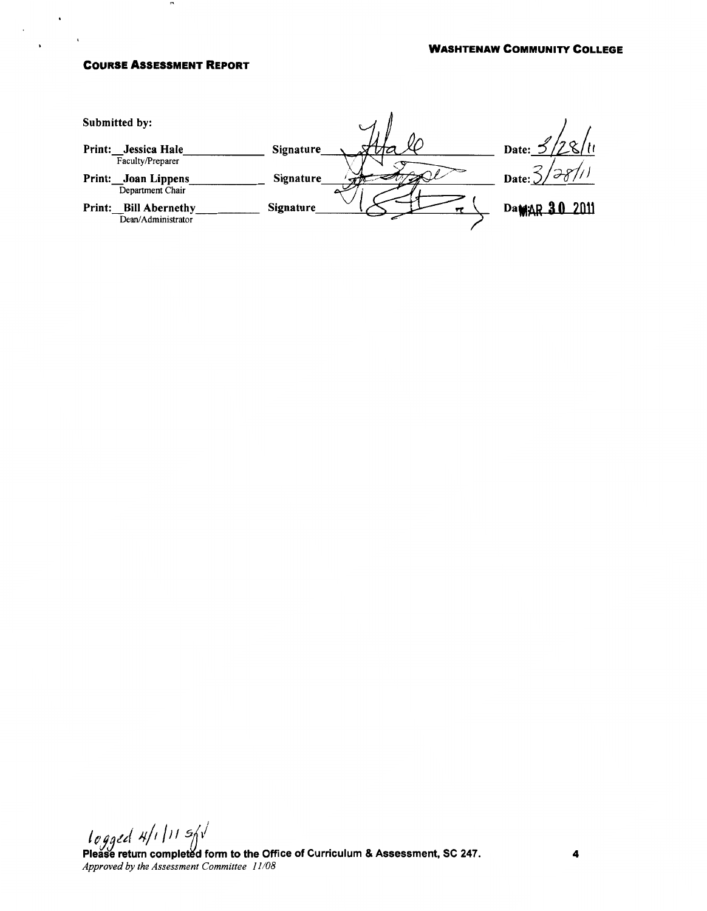**WASHTENAW COMMUNITY COLLEGE**

**COURSE ASSESSMENT REPORT**

Submitted by:

Print: Jessica Hale — Signature ______ Date: 3/28/11
Faculty/Preparer

Print: Joan Lippens — Signature ______ Date: 3/28/11
Department Chair

Print: Bill Abernethy — Signature ______ Date: MAR 30 2011
Dean/Administrator

logged 4/1/11 sfv

**Please return completed form to the Office of Curriculum & Assessment, SC 247.**
*Approved by the Assessment Committee 11/08*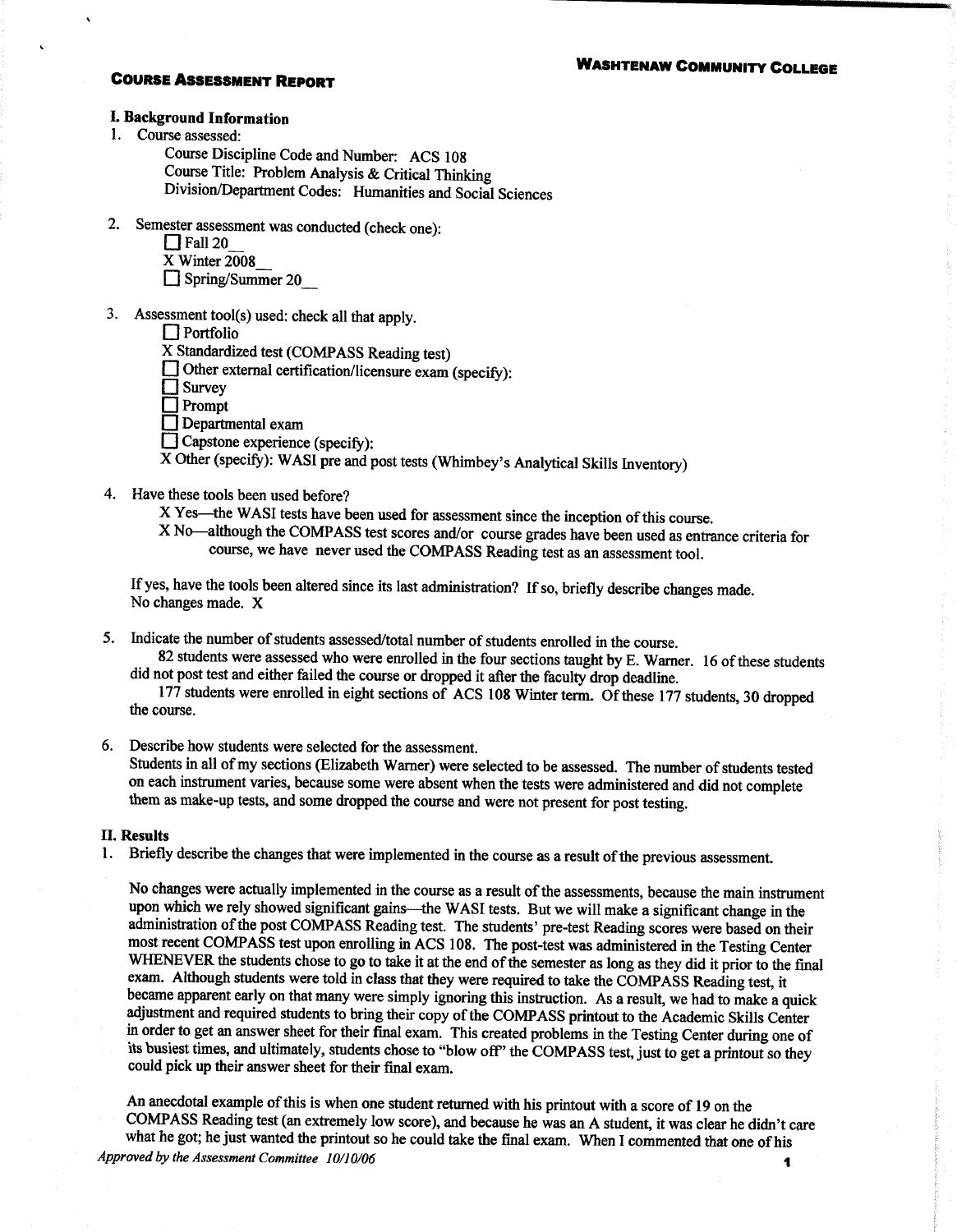**Washtenaw Community College**

# Course Assessment Report

## I. Background Information

1. Course assessed:
   - Course Discipline Code and Number: ACS 108
   - Course Title: Problem Analysis & Critical Thinking
   - Division/Department Codes: Humanities and Social Sciences

2. Semester assessment was conducted (check one):
   - ☐ Fall 20__
   - X Winter 2008__
   - ☐ Spring/Summer 20__

3. Assessment tool(s) used: check all that apply.
   - ☐ Portfolio
   - X Standardized test (COMPASS Reading test)
   - ☐ Other external certification/licensure exam (specify):
   - ☐ Survey
   - ☐ Prompt
   - ☐ Departmental exam
   - ☐ Capstone experience (specify):
   - X Other (specify): WASI pre and post tests (Whimbey's Analytical Skills Inventory)

4. Have these tools been used before?
   - X Yes—the WASI tests have been used for assessment since the inception of this course.
   - X No—although the COMPASS test scores and/or course grades have been used as entrance criteria for course, we have never used the COMPASS Reading test as an assessment tool.

   If yes, have the tools been altered since its last administration? If so, briefly describe changes made.
   No changes made. X

5. Indicate the number of students assessed/total number of students enrolled in the course.

   82 students were assessed who were enrolled in the four sections taught by E. Warner. 16 of these students did not post test and either failed the course or dropped it after the faculty drop deadline.

   177 students were enrolled in eight sections of ACS 108 Winter term. Of these 177 students, 30 dropped the course.

6. Describe how students were selected for the assessment.
   Students in all of my sections (Elizabeth Warner) were selected to be assessed. The number of students tested on each instrument varies, because some were absent when the tests were administered and did not complete them as make-up tests, and some dropped the course and were not present for post testing.

## II. Results

1. Briefly describe the changes that were implemented in the course as a result of the previous assessment.

   No changes were actually implemented in the course as a result of the assessments, because the main instrument upon which we rely showed significant gains—the WASI tests. But we will make a significant change in the administration of the post COMPASS Reading test. The students' pre-test Reading scores were based on their most recent COMPASS test upon enrolling in ACS 108. The post-test was administered in the Testing Center WHENEVER the students chose to go to take it at the end of the semester as long as they did it prior to the final exam. Although students were told in class that they were required to take the COMPASS Reading test, it became apparent early on that many were simply ignoring this instruction. As a result, we had to make a quick adjustment and required students to bring their copy of the COMPASS printout to the Academic Skills Center in order to get an answer sheet for their final exam. This created problems in the Testing Center during one of its busiest times, and ultimately, students chose to "blow off" the COMPASS test, just to get a printout so they could pick up their answer sheet for their final exam.

   An anecdotal example of this is when one student returned with his printout with a score of 19 on the COMPASS Reading test (an extremely low score), and because he was an A student, it was clear he didn't care what he got; he just wanted the printout so he could take the final exam. When I commented that one of his

*Approved by the Assessment Committee 10/10/06*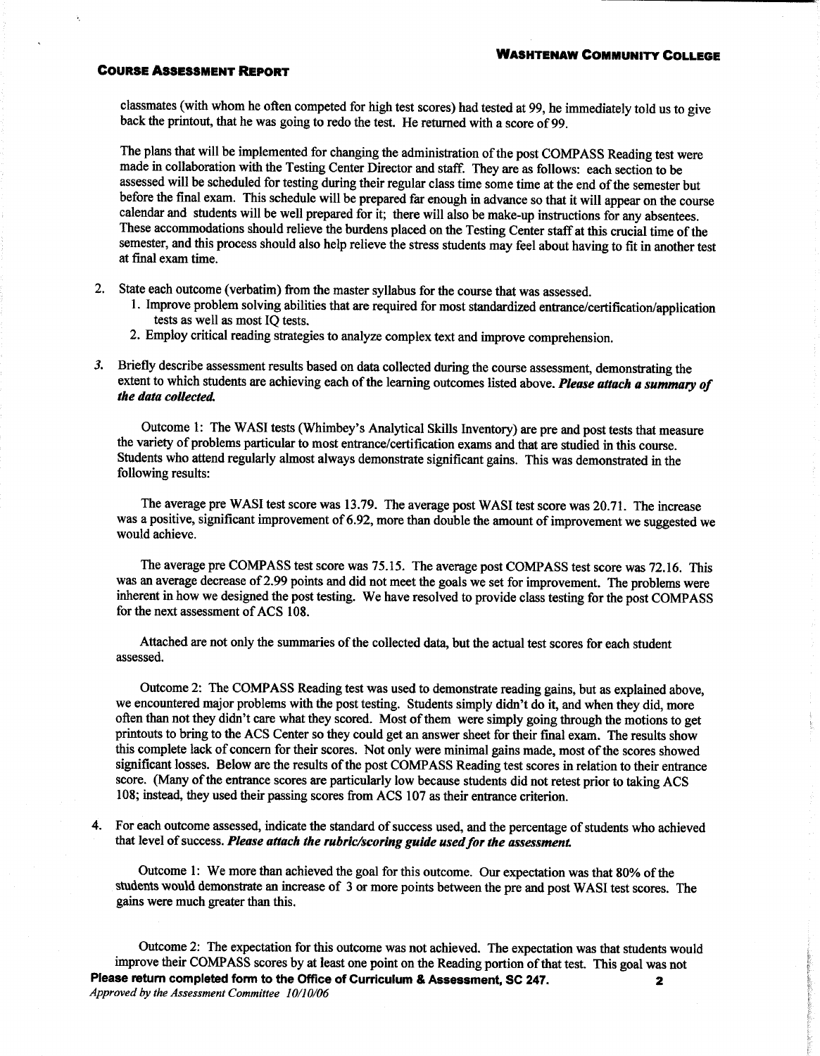classmates (with whom he often competed for high test scores) had tested at 99, he immediately told us to give back the printout, that he was going to redo the test. He returned with a score of 99.

The plans that will be implemented for changing the administration of the post COMPASS Reading test were made in collaboration with the Testing Center Director and staff. They are as follows: each section to be assessed will be scheduled for testing during their regular class time some time at the end of the semester but before the final exam. This schedule will be prepared far enough in advance so that it will appear on the course calendar and students will be well prepared for it; there will also be make-up instructions for any absentees. These accommodations should relieve the burdens placed on the Testing Center staff at this crucial time of the semester, and this process should also help relieve the stress students may feel about having to fit in another test at final exam time.

2. State each outcome (verbatim) from the master syllabus for the course that was assessed.
   1. Improve problem solving abilities that are required for most standardized entrance/certification/application tests as well as most IQ tests.
   2. Employ critical reading strategies to analyze complex text and improve comprehension.

3. Briefly describe assessment results based on data collected during the course assessment, demonstrating the extent to which students are achieving each of the learning outcomes listed above. ***Please attach a summary of the data collected.***

   Outcome 1: The WASI tests (Whimbey's Analytical Skills Inventory) are pre and post tests that measure the variety of problems particular to most entrance/certification exams and that are studied in this course. Students who attend regularly almost always demonstrate significant gains. This was demonstrated in the following results:

   The average pre WASI test score was 13.79. The average post WASI test score was 20.71. The increase was a positive, significant improvement of 6.92, more than double the amount of improvement we suggested we would achieve.

   The average pre COMPASS test score was 75.15. The average post COMPASS test score was 72.16. This was an average decrease of 2.99 points and did not meet the goals we set for improvement. The problems were inherent in how we designed the post testing. We have resolved to provide class testing for the post COMPASS for the next assessment of ACS 108.

   Attached are not only the summaries of the collected data, but the actual test scores for each student assessed.

   Outcome 2: The COMPASS Reading test was used to demonstrate reading gains, but as explained above, we encountered major problems with the post testing. Students simply didn't do it, and when they did, more often than not they didn't care what they scored. Most of them were simply going through the motions to get printouts to bring to the ACS Center so they could get an answer sheet for their final exam. The results show this complete lack of concern for their scores. Not only were minimal gains made, most of the scores showed significant losses. Below are the results of the post COMPASS Reading test scores in relation to their entrance score. (Many of the entrance scores are particularly low because students did not retest prior to taking ACS 108; instead, they used their passing scores from ACS 107 as their entrance criterion.

4. For each outcome assessed, indicate the standard of success used, and the percentage of students who achieved that level of success. ***Please attach the rubric/scoring guide used for the assessment.***

   Outcome 1: We more than achieved the goal for this outcome. Our expectation was that 80% of the students would demonstrate an increase of 3 or more points between the pre and post WASI test scores. The gains were much greater than this.

   Outcome 2: The expectation for this outcome was not achieved. The expectation was that students would improve their COMPASS scores by at least one point on the Reading portion of that test. This goal was not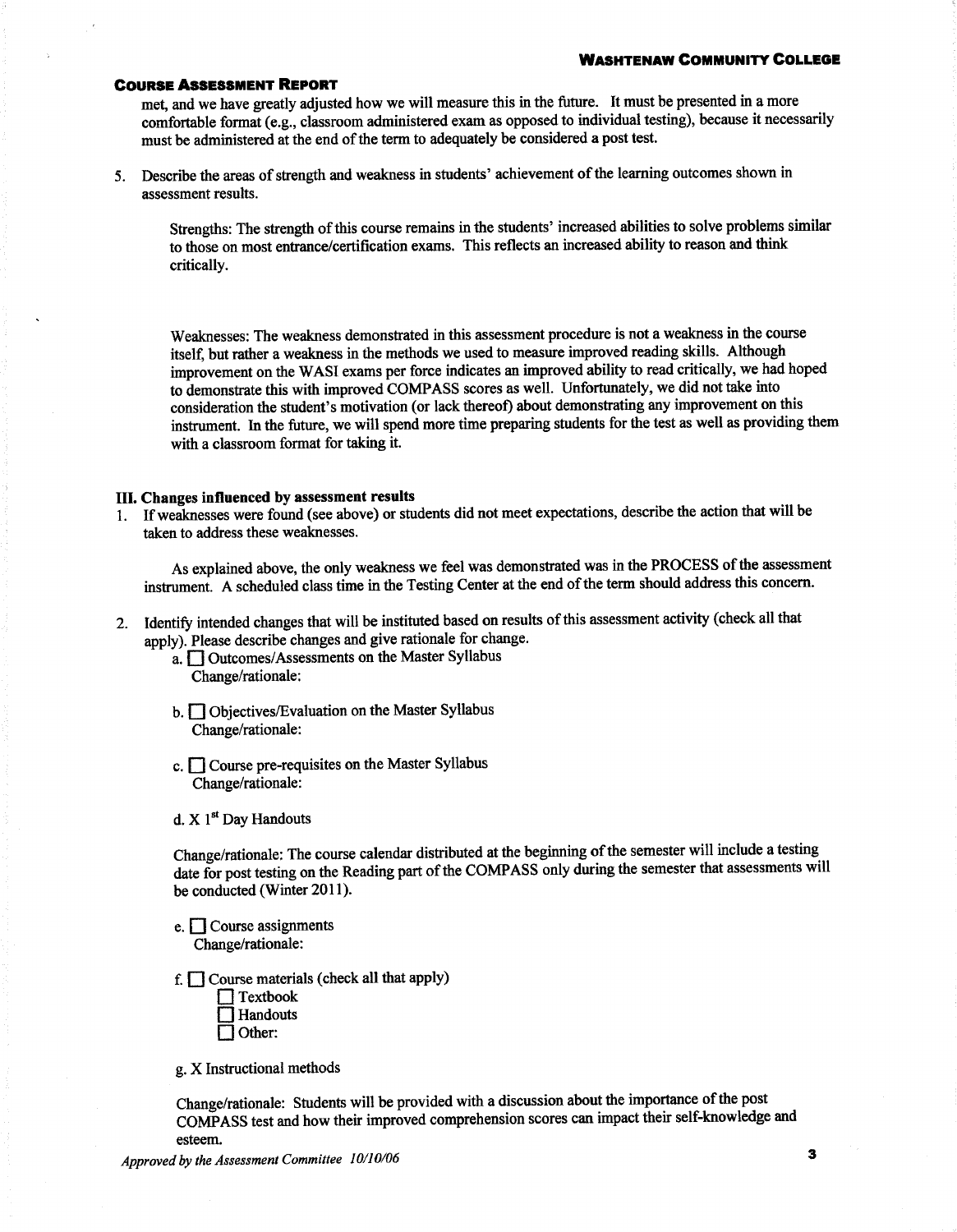met, and we have greatly adjusted how we will measure this in the future. It must be presented in a more comfortable format (e.g., classroom administered exam as opposed to individual testing), because it necessarily must be administered at the end of the term to adequately be considered a post test.

5. Describe the areas of strength and weakness in students' achievement of the learning outcomes shown in assessment results.

   Strengths: The strength of this course remains in the students' increased abilities to solve problems similar to those on most entrance/certification exams. This reflects an increased ability to reason and think critically.

   Weaknesses: The weakness demonstrated in this assessment procedure is not a weakness in the course itself, but rather a weakness in the methods we used to measure improved reading skills. Although improvement on the WASI exams per force indicates an improved ability to read critically, we had hoped to demonstrate this with improved COMPASS scores as well. Unfortunately, we did not take into consideration the student's motivation (or lack thereof) about demonstrating any improvement on this instrument. In the future, we will spend more time preparing students for the test as well as providing them with a classroom format for taking it.

**III. Changes influenced by assessment results**

1. If weaknesses were found (see above) or students did not meet expectations, describe the action that will be taken to address these weaknesses.

   As explained above, the only weakness we feel was demonstrated was in the PROCESS of the assessment instrument. A scheduled class time in the Testing Center at the end of the term should address this concern.

2. Identify intended changes that will be instituted based on results of this assessment activity (check all that apply). Please describe changes and give rationale for change.

   a. ☐ Outcomes/Assessments on the Master Syllabus
      Change/rationale:

   b. ☐ Objectives/Evaluation on the Master Syllabus
      Change/rationale:

   c. ☐ Course pre-requisites on the Master Syllabus
      Change/rationale:

   d. X 1st Day Handouts

      Change/rationale: The course calendar distributed at the beginning of the semester will include a testing date for post testing on the Reading part of the COMPASS only during the semester that assessments will be conducted (Winter 2011).

   e. ☐ Course assignments
      Change/rationale:

   f. ☐ Course materials (check all that apply)
      - ☐ Textbook
      - ☐ Handouts
      - ☐ Other:

   g. X Instructional methods

      Change/rationale: Students will be provided with a discussion about the importance of the post COMPASS test and how their improved comprehension scores can impact their self-knowledge and esteem.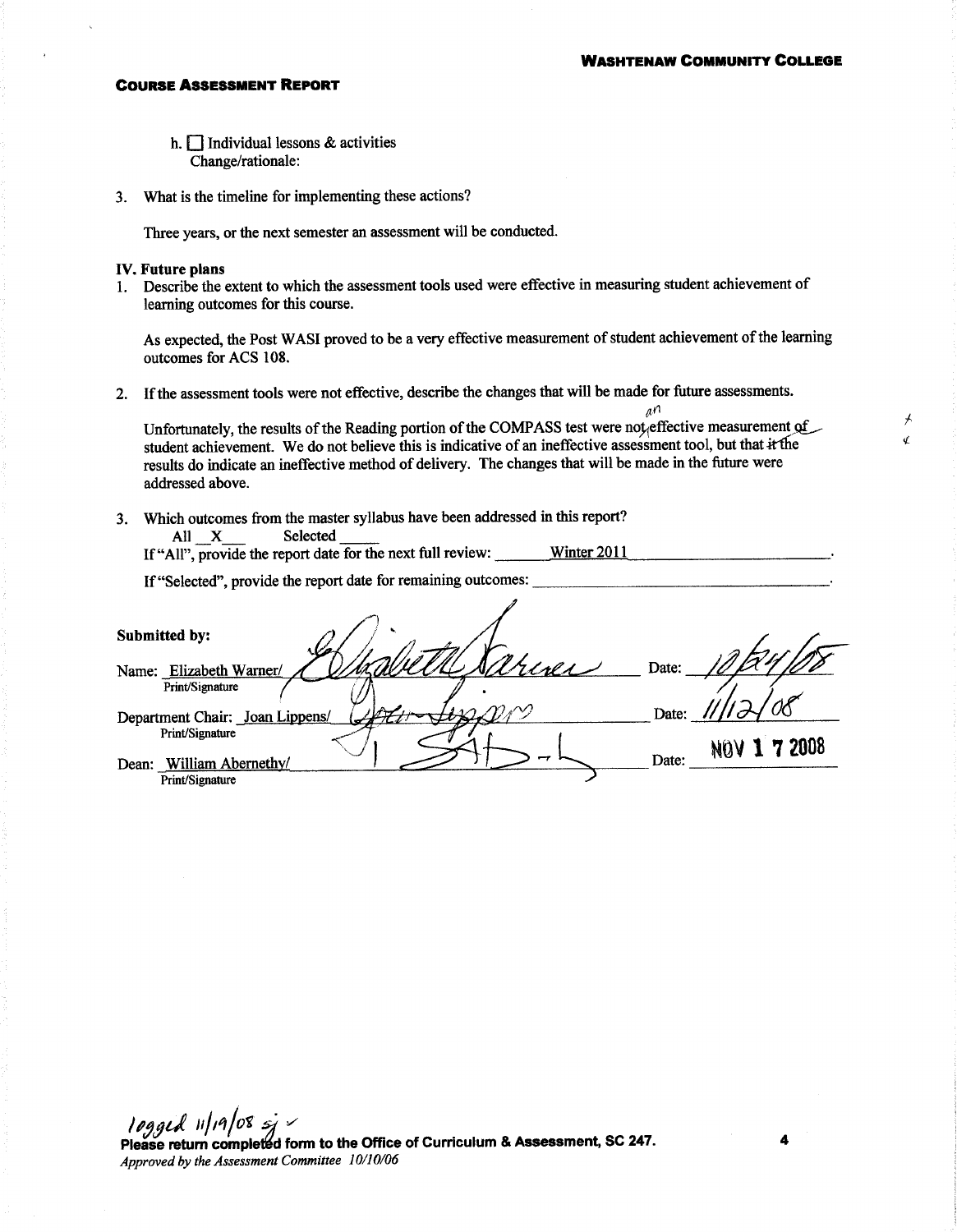**COURSE ASSESSMENT REPORT**

h. ☐ Individual lessons & activities
Change/rationale:

3. What is the timeline for implementing these actions?

   Three years, or the next semester an assessment will be conducted.

**IV. Future plans**

1. Describe the extent to which the assessment tools used were effective in measuring student achievement of learning outcomes for this course.

   As expected, the Post WASI proved to be a very effective measurement of student achievement of the learning outcomes for ACS 108.

2. If the assessment tools were not effective, describe the changes that will be made for future assessments.

   Unfortunately, the results of the Reading portion of the COMPASS test were not an effective measurement of student achievement. We do not believe this is indicative of an ineffective assessment tool, but that the results do indicate an ineffective method of delivery. The changes that will be made in the future were addressed above.

3. Which outcomes from the master syllabus have been addressed in this report?
   All \_\_X\_\_ Selected \_\_\_\_\_
   If "All", provide the report date for the next full review: Winter 2011
   If "Selected", provide the report date for remaining outcomes: \_\_\_\_\_\_\_\_\_\_

**Submitted by:**

Name: Elizabeth Warner/ [signature] Date: 10/24/08
Print/Signature

Department Chair: Joan Lippens/ [signature] Date: 11/12/08
Print/Signature

Dean: William Abernethy/ [signature] Date: NOV 17 2008
Print/Signature

logged 11/19/08 sj ✓

**Please return completed form to the Office of Curriculum & Assessment, SC 247.**
*Approved by the Assessment Committee 10/10/06*